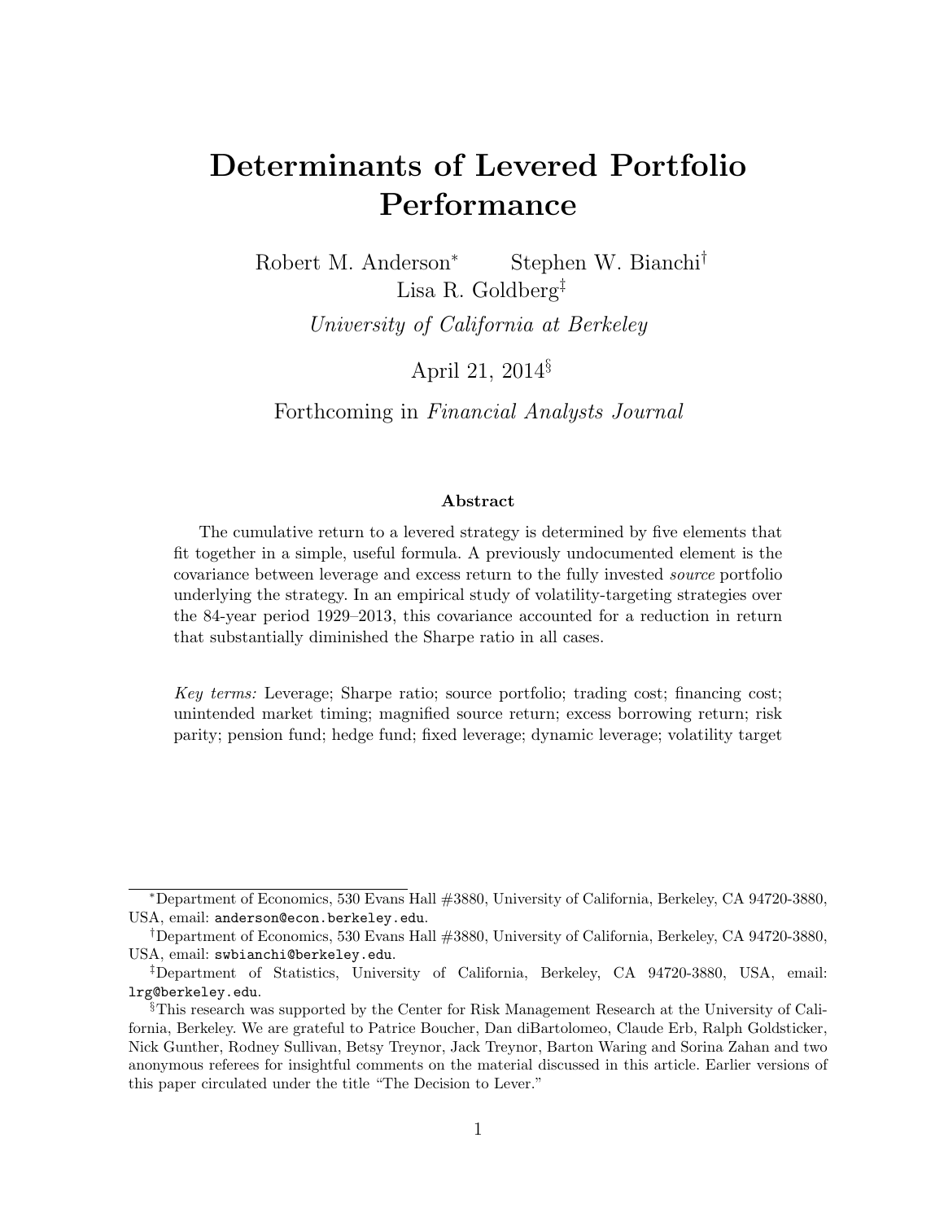# Determinants of Levered Portfolio Performance

Robert M. Anderson[*] Stephen W. Bianchi[†]
Lisa R. Goldberg[‡]

*University of California at Berkeley*

April 21, 2014[§]

Forthcoming in *Financial Analysts Journal*

### Abstract

The cumulative return to a levered strategy is determined by five elements that fit together in a simple, useful formula. A previously undocumented element is the covariance between leverage and excess return to the fully invested *source* portfolio underlying the strategy. In an empirical study of volatility-targeting strategies over the 84-year period 1929–2013, this covariance accounted for a reduction in return that substantially diminished the Sharpe ratio in all cases.

*Key terms:* Leverage; Sharpe ratio; source portfolio; trading cost; financing cost; unintended market timing; magnified source return; excess borrowing return; risk parity; pension fund; hedge fund; fixed leverage; dynamic leverage; volatility target

---

[*] Department of Economics, 530 Evans Hall #3880, University of California, Berkeley, CA 94720-3880, USA, email: anderson@econ.berkeley.edu.

[†] Department of Economics, 530 Evans Hall #3880, University of California, Berkeley, CA 94720-3880, USA, email: swbianchi@berkeley.edu.

[‡] Department of Statistics, University of California, Berkeley, CA 94720-3880, USA, email: lrg@berkeley.edu.

[§] This research was supported by the Center for Risk Management Research at the University of California, Berkeley. We are grateful to Patrice Boucher, Dan diBartolomeo, Claude Erb, Ralph Goldsticker, Nick Gunther, Rodney Sullivan, Betsy Treynor, Jack Treynor, Barton Waring and Sorina Zahan and two anonymous referees for insightful comments on the material discussed in this article. Earlier versions of this paper circulated under the title "The Decision to Lever."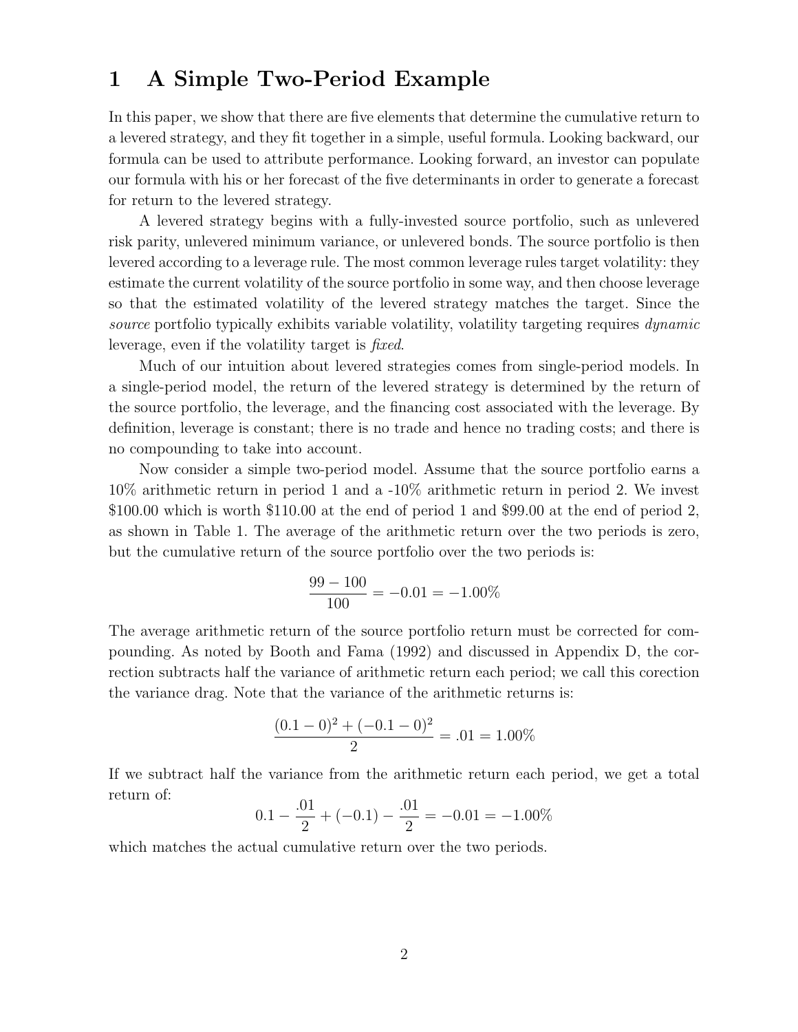# 1 A Simple Two-Period Example

In this paper, we show that there are five elements that determine the cumulative return to a levered strategy, and they fit together in a simple, useful formula. Looking backward, our formula can be used to attribute performance. Looking forward, an investor can populate our formula with his or her forecast of the five determinants in order to generate a forecast for return to the levered strategy.

A levered strategy begins with a fully-invested source portfolio, such as unlevered risk parity, unlevered minimum variance, or unlevered bonds. The source portfolio is then levered according to a leverage rule. The most common leverage rules target volatility: they estimate the current volatility of the source portfolio in some way, and then choose leverage so that the estimated volatility of the levered strategy matches the target. Since the *source* portfolio typically exhibits variable volatility, volatility targeting requires *dynamic* leverage, even if the volatility target is *fixed*.

Much of our intuition about levered strategies comes from single-period models. In a single-period model, the return of the levered strategy is determined by the return of the source portfolio, the leverage, and the financing cost associated with the leverage. By definition, leverage is constant; there is no trade and hence no trading costs; and there is no compounding to take into account.

Now consider a simple two-period model. Assume that the source portfolio earns a 10% arithmetic return in period 1 and a -10% arithmetic return in period 2. We invest \$100.00 which is worth \$110.00 at the end of period 1 and \$99.00 at the end of period 2, as shown in Table 1. The average of the arithmetic return over the two periods is zero, but the cumulative return of the source portfolio over the two periods is:

$$\frac{99 - 100}{100} = -0.01 = -1.00\%$$

The average arithmetic return of the source portfolio return must be corrected for compounding. As noted by Booth and Fama (1992) and discussed in Appendix D, the correction subtracts half the variance of arithmetic return each period; we call this corection the variance drag. Note that the variance of the arithmetic returns is:

$$\frac{(0.1 - 0)^2 + (-0.1 - 0)^2}{2} = .01 = 1.00\%$$

If we subtract half the variance from the arithmetic return each period, we get a total return of:

$$0.1 - \frac{.01}{2} + (-0.1) - \frac{.01}{2} = -0.01 = -1.00\%$$

which matches the actual cumulative return over the two periods.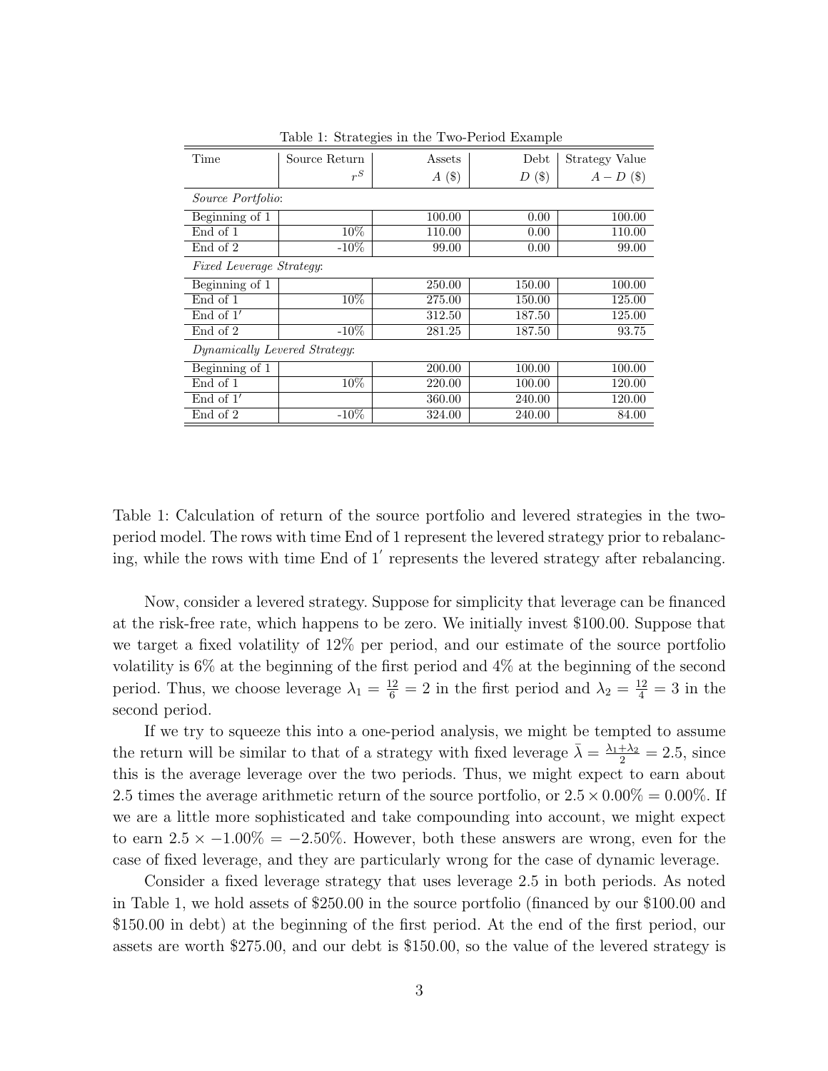Table 1: Strategies in the Two-Period Example

| Time | Source Return $r^S$ | Assets $A$ (\$) | Debt $D$ (\$) | Strategy Value $A - D$ (\$) |
|---|---|---|---|---|
| *Source Portfolio*: | | | | |
| Beginning of 1 | | 100.00 | 0.00 | 100.00 |
| End of 1 | 10% | 110.00 | 0.00 | 110.00 |
| End of 2 | -10% | 99.00 | 0.00 | 99.00 |
| *Fixed Leverage Strategy*: | | | | |
| Beginning of 1 | | 250.00 | 150.00 | 100.00 |
| End of 1 | 10% | 275.00 | 150.00 | 125.00 |
| End of 1′ | | 312.50 | 187.50 | 125.00 |
| End of 2 | -10% | 281.25 | 187.50 | 93.75 |
| *Dynamically Levered Strategy*: | | | | |
| Beginning of 1 | | 200.00 | 100.00 | 100.00 |
| End of 1 | 10% | 220.00 | 100.00 | 120.00 |
| End of 1′ | | 360.00 | 240.00 | 120.00 |
| End of 2 | -10% | 324.00 | 240.00 | 84.00 |

Table 1: Calculation of return of the source portfolio and levered strategies in the two-period model. The rows with time End of 1 represent the levered strategy prior to rebalancing, while the rows with time End of 1′ represents the levered strategy after rebalancing.

Now, consider a levered strategy. Suppose for simplicity that leverage can be financed at the risk-free rate, which happens to be zero. We initially invest \$100.00. Suppose that we target a fixed volatility of 12% per period, and our estimate of the source portfolio volatility is 6% at the beginning of the first period and 4% at the beginning of the second period. Thus, we choose leverage $\lambda_1 = \frac{12}{6} = 2$ in the first period and $\lambda_2 = \frac{12}{4} = 3$ in the second period.

If we try to squeeze this into a one-period analysis, we might be tempted to assume the return will be similar to that of a strategy with fixed leverage $\bar{\lambda} = \frac{\lambda_1 + \lambda_2}{2} = 2.5$, since this is the average leverage over the two periods. Thus, we might expect to earn about 2.5 times the average arithmetic return of the source portfolio, or $2.5 \times 0.00\% = 0.00\%$. If we are a little more sophisticated and take compounding into account, we might expect to earn $2.5 \times -1.00\% = -2.50\%$. However, both these answers are wrong, even for the case of fixed leverage, and they are particularly wrong for the case of dynamic leverage.

Consider a fixed leverage strategy that uses leverage 2.5 in both periods. As noted in Table 1, we hold assets of \$250.00 in the source portfolio (financed by our \$100.00 and \$150.00 in debt) at the beginning of the first period. At the end of the first period, our assets are worth \$275.00, and our debt is \$150.00, so the value of the levered strategy is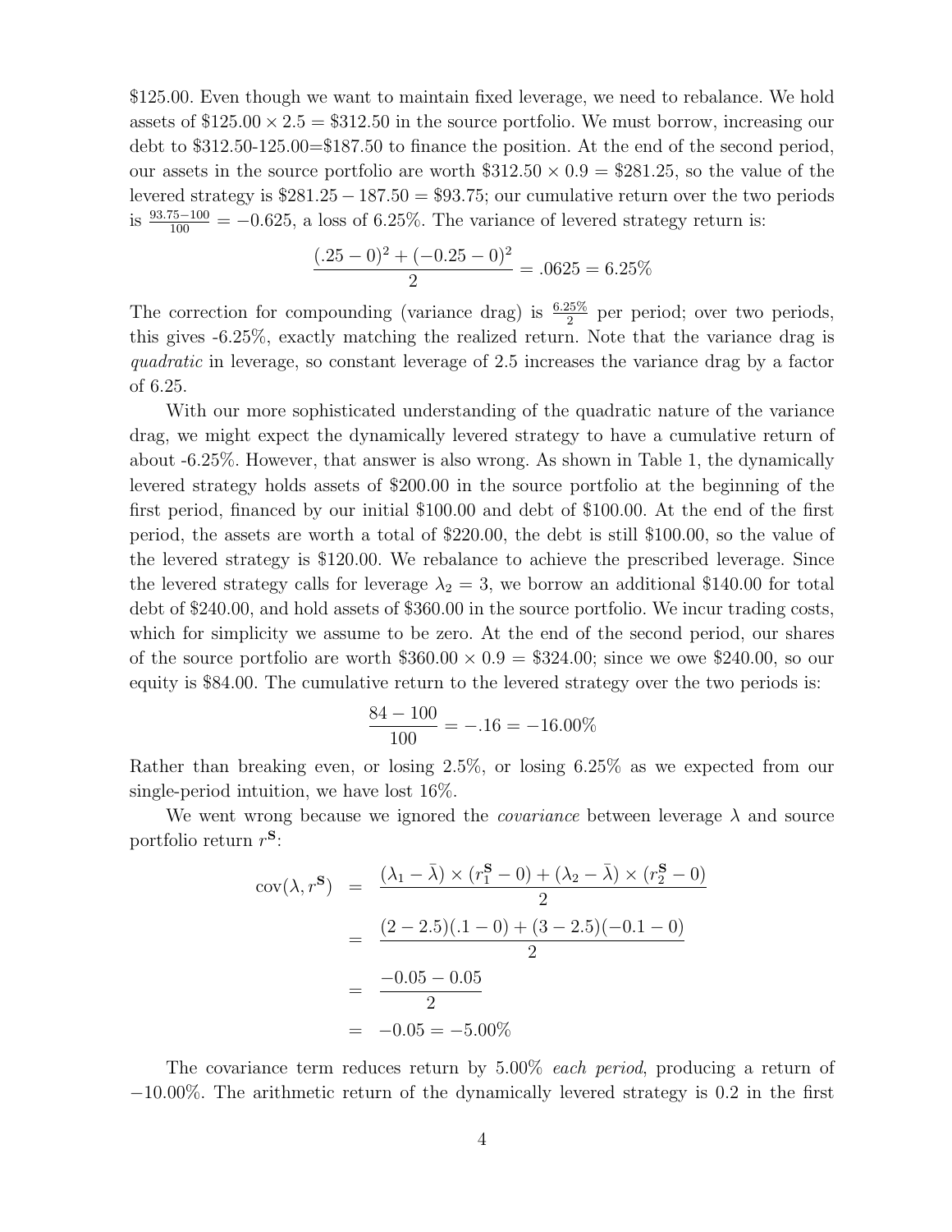\$125.00. Even though we want to maintain fixed leverage, we need to rebalance. We hold assets of \$125.00 × 2.5 = \$312.50 in the source portfolio. We must borrow, increasing our debt to \$312.50-125.00=\$187.50 to finance the position. At the end of the second period, our assets in the source portfolio are worth \$312.50 × 0.9 = \$281.25, so the value of the levered strategy is \$281.25 − 187.50 = \$93.75; our cumulative return over the two periods is $\frac{93.75-100}{100} = -0.625$, a loss of 6.25%. The variance of levered strategy return is:

$$\frac{(.25-0)^2 + (-0.25-0)^2}{2} = .0625 = 6.25\%$$

The correction for compounding (variance drag) is $\frac{6.25\%}{2}$ per period; over two periods, this gives -6.25%, exactly matching the realized return. Note that the variance drag is *quadratic* in leverage, so constant leverage of 2.5 increases the variance drag by a factor of 6.25.

With our more sophisticated understanding of the quadratic nature of the variance drag, we might expect the dynamically levered strategy to have a cumulative return of about -6.25%. However, that answer is also wrong. As shown in Table 1, the dynamically levered strategy holds assets of \$200.00 in the source portfolio at the beginning of the first period, financed by our initial \$100.00 and debt of \$100.00. At the end of the first period, the assets are worth a total of \$220.00, the debt is still \$100.00, so the value of the levered strategy is \$120.00. We rebalance to achieve the prescribed leverage. Since the levered strategy calls for leverage $\lambda_2 = 3$, we borrow an additional \$140.00 for total debt of \$240.00, and hold assets of \$360.00 in the source portfolio. We incur trading costs, which for simplicity we assume to be zero. At the end of the second period, our shares of the source portfolio are worth \$360.00 × 0.9 = \$324.00; since we owe \$240.00, so our equity is \$84.00. The cumulative return to the levered strategy over the two periods is:

$$\frac{84-100}{100} = -.16 = -16.00\%$$

Rather than breaking even, or losing 2.5%, or losing 6.25% as we expected from our single-period intuition, we have lost 16%.

We went wrong because we ignored the *covariance* between leverage $\lambda$ and source portfolio return $r^{\mathbf{S}}$:

$$\begin{aligned}
\text{cov}(\lambda, r^{\mathbf{S}}) &= \frac{(\lambda_1 - \bar{\lambda}) \times (r_1^{\mathbf{S}} - 0) + (\lambda_2 - \bar{\lambda}) \times (r_2^{\mathbf{S}} - 0)}{2} \\
&= \frac{(2-2.5)(.1-0) + (3-2.5)(-0.1-0)}{2} \\
&= \frac{-0.05 - 0.05}{2} \\
&= -0.05 = -5.00\%
\end{aligned}$$

The covariance term reduces return by 5.00% *each period*, producing a return of −10.00%. The arithmetic return of the dynamically levered strategy is 0.2 in the first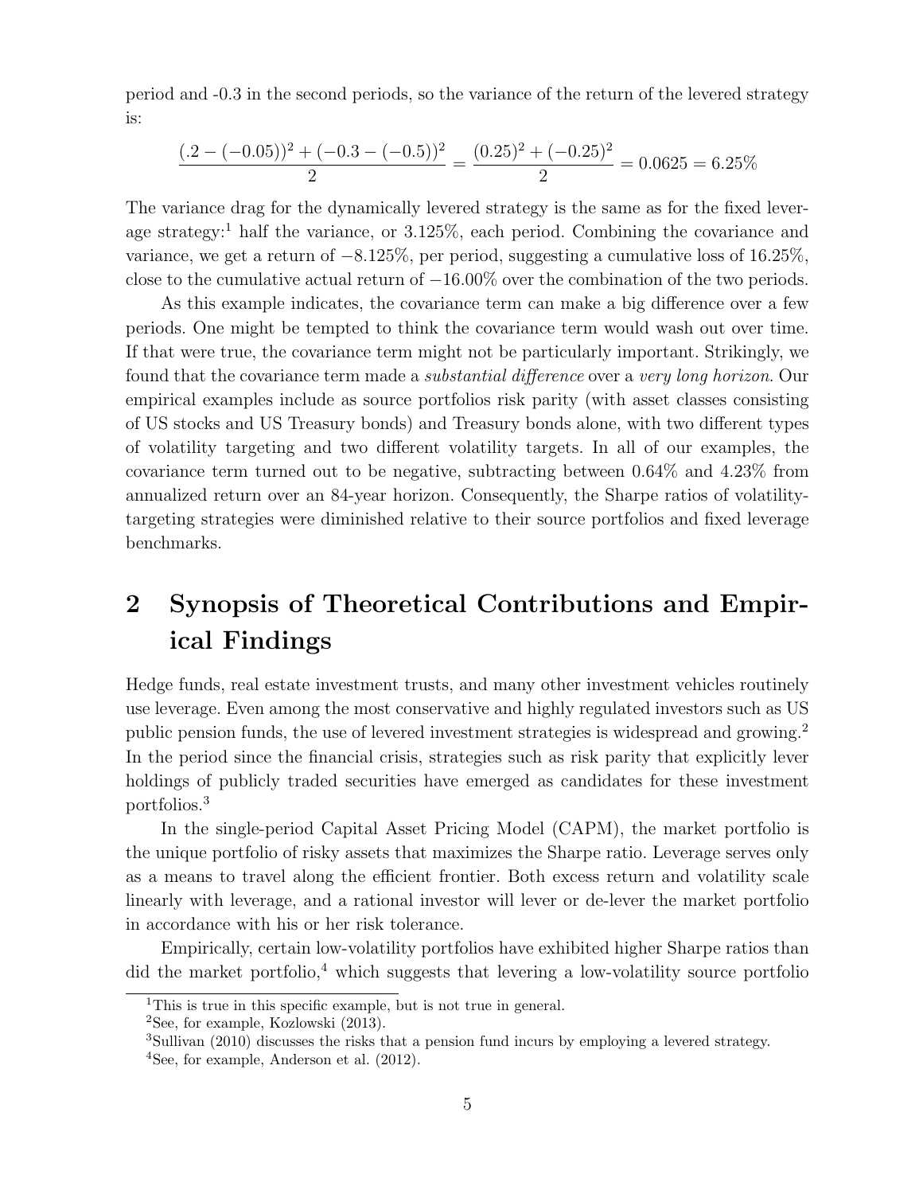period and -0.3 in the second periods, so the variance of the return of the levered strategy is:

$$\frac{(.2-(-0.05))^2+(-0.3-(-0.5))^2}{2}=\frac{(0.25)^2+(-0.25)^2}{2}=0.0625=6.25\%$$

The variance drag for the dynamically levered strategy is the same as for the fixed leverage strategy:[1] half the variance, or 3.125%, each period. Combining the covariance and variance, we get a return of −8.125%, per period, suggesting a cumulative loss of 16.25%, close to the cumulative actual return of −16.00% over the combination of the two periods.

As this example indicates, the covariance term can make a big difference over a few periods. One might be tempted to think the covariance term would wash out over time. If that were true, the covariance term might not be particularly important. Strikingly, we found that the covariance term made a *substantial difference* over a *very long horizon*. Our empirical examples include as source portfolios risk parity (with asset classes consisting of US stocks and US Treasury bonds) and Treasury bonds alone, with two different types of volatility targeting and two different volatility targets. In all of our examples, the covariance term turned out to be negative, subtracting between 0.64% and 4.23% from annualized return over an 84-year horizon. Consequently, the Sharpe ratios of volatility-targeting strategies were diminished relative to their source portfolios and fixed leverage benchmarks.

## 2 Synopsis of Theoretical Contributions and Empirical Findings

Hedge funds, real estate investment trusts, and many other investment vehicles routinely use leverage. Even among the most conservative and highly regulated investors such as US public pension funds, the use of levered investment strategies is widespread and growing.[2] In the period since the financial crisis, strategies such as risk parity that explicitly lever holdings of publicly traded securities have emerged as candidates for these investment portfolios.[3]

In the single-period Capital Asset Pricing Model (CAPM), the market portfolio is the unique portfolio of risky assets that maximizes the Sharpe ratio. Leverage serves only as a means to travel along the efficient frontier. Both excess return and volatility scale linearly with leverage, and a rational investor will lever or de-lever the market portfolio in accordance with his or her risk tolerance.

Empirically, certain low-volatility portfolios have exhibited higher Sharpe ratios than did the market portfolio,[4] which suggests that levering a low-volatility source portfolio

[1] This is true in this specific example, but is not true in general.

[2] See, for example, Kozlowski (2013).

[3] Sullivan (2010) discusses the risks that a pension fund incurs by employing a levered strategy.

[4] See, for example, Anderson et al. (2012).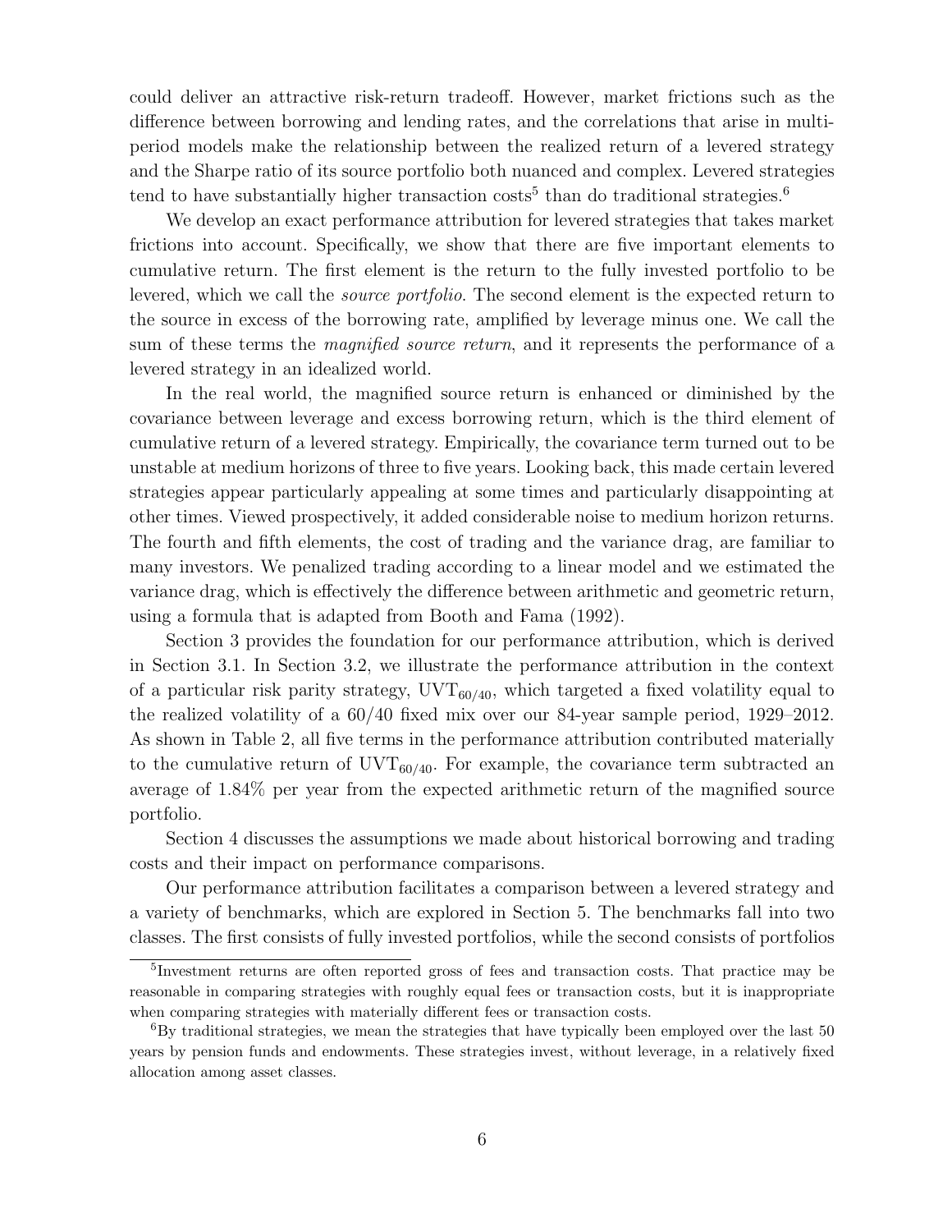could deliver an attractive risk-return tradeoff. However, market frictions such as the difference between borrowing and lending rates, and the correlations that arise in multi-period models make the relationship between the realized return of a levered strategy and the Sharpe ratio of its source portfolio both nuanced and complex. Levered strategies tend to have substantially higher transaction costs[5] than do traditional strategies.[6]

We develop an exact performance attribution for levered strategies that takes market frictions into account. Specifically, we show that there are five important elements to cumulative return. The first element is the return to the fully invested portfolio to be levered, which we call the *source portfolio*. The second element is the expected return to the source in excess of the borrowing rate, amplified by leverage minus one. We call the sum of these terms the *magnified source return*, and it represents the performance of a levered strategy in an idealized world.

In the real world, the magnified source return is enhanced or diminished by the covariance between leverage and excess borrowing return, which is the third element of cumulative return of a levered strategy. Empirically, the covariance term turned out to be unstable at medium horizons of three to five years. Looking back, this made certain levered strategies appear particularly appealing at some times and particularly disappointing at other times. Viewed prospectively, it added considerable noise to medium horizon returns. The fourth and fifth elements, the cost of trading and the variance drag, are familiar to many investors. We penalized trading according to a linear model and we estimated the variance drag, which is effectively the difference between arithmetic and geometric return, using a formula that is adapted from Booth and Fama (1992).

Section 3 provides the foundation for our performance attribution, which is derived in Section 3.1. In Section 3.2, we illustrate the performance attribution in the context of a particular risk parity strategy, $\text{UVT}_{60/40}$, which targeted a fixed volatility equal to the realized volatility of a 60/40 fixed mix over our 84-year sample period, 1929–2012. As shown in Table 2, all five terms in the performance attribution contributed materially to the cumulative return of $\text{UVT}_{60/40}$. For example, the covariance term subtracted an average of 1.84% per year from the expected arithmetic return of the magnified source portfolio.

Section 4 discusses the assumptions we made about historical borrowing and trading costs and their impact on performance comparisons.

Our performance attribution facilitates a comparison between a levered strategy and a variety of benchmarks, which are explored in Section 5. The benchmarks fall into two classes. The first consists of fully invested portfolios, while the second consists of portfolios

---

[5] Investment returns are often reported gross of fees and transaction costs. That practice may be reasonable in comparing strategies with roughly equal fees or transaction costs, but it is inappropriate when comparing strategies with materially different fees or transaction costs.

[6] By traditional strategies, we mean the strategies that have typically been employed over the last 50 years by pension funds and endowments. These strategies invest, without leverage, in a relatively fixed allocation among asset classes.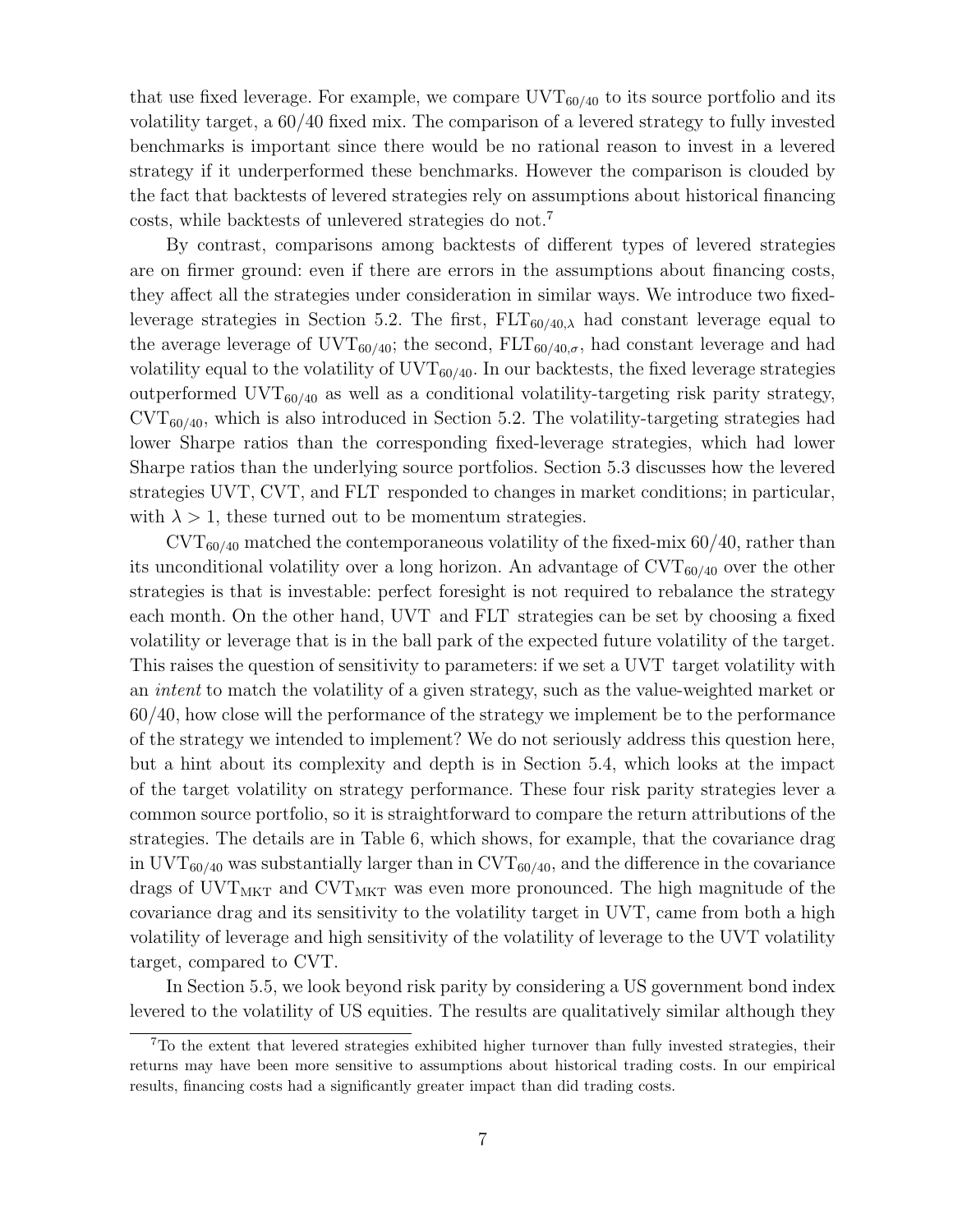that use fixed leverage. For example, we compare $\text{UVT}_{60/40}$ to its source portfolio and its volatility target, a 60/40 fixed mix. The comparison of a levered strategy to fully invested benchmarks is important since there would be no rational reason to invest in a levered strategy if it underperformed these benchmarks. However the comparison is clouded by the fact that backtests of levered strategies rely on assumptions about historical financing costs, while backtests of unlevered strategies do not.[7]

By contrast, comparisons among backtests of different types of levered strategies are on firmer ground: even if there are errors in the assumptions about financing costs, they affect all the strategies under consideration in similar ways. We introduce two fixed-leverage strategies in Section 5.2. The first, $\text{FLT}_{60/40,\lambda}$ had constant leverage equal to the average leverage of $\text{UVT}_{60/40}$; the second, $\text{FLT}_{60/40,\sigma}$, had constant leverage and had volatility equal to the volatility of $\text{UVT}_{60/40}$. In our backtests, the fixed leverage strategies outperformed $\text{UVT}_{60/40}$ as well as a conditional volatility-targeting risk parity strategy, $\text{CVT}_{60/40}$, which is also introduced in Section 5.2. The volatility-targeting strategies had lower Sharpe ratios than the corresponding fixed-leverage strategies, which had lower Sharpe ratios than the underlying source portfolios. Section 5.3 discusses how the levered strategies UVT, CVT, and FLT responded to changes in market conditions; in particular, with $\lambda > 1$, these turned out to be momentum strategies.

$\text{CVT}_{60/40}$ matched the contemporaneous volatility of the fixed-mix 60/40, rather than its unconditional volatility over a long horizon. An advantage of $\text{CVT}_{60/40}$ over the other strategies is that is investable: perfect foresight is not required to rebalance the strategy each month. On the other hand, UVT and FLT strategies can be set by choosing a fixed volatility or leverage that is in the ball park of the expected future volatility of the target. This raises the question of sensitivity to parameters: if we set a UVT target volatility with an *intent* to match the volatility of a given strategy, such as the value-weighted market or 60/40, how close will the performance of the strategy we implement be to the performance of the strategy we intended to implement? We do not seriously address this question here, but a hint about its complexity and depth is in Section 5.4, which looks at the impact of the target volatility on strategy performance. These four risk parity strategies lever a common source portfolio, so it is straightforward to compare the return attributions of the strategies. The details are in Table 6, which shows, for example, that the covariance drag in $\text{UVT}_{60/40}$ was substantially larger than in $\text{CVT}_{60/40}$, and the difference in the covariance drags of $\text{UVT}_{\text{MKT}}$ and $\text{CVT}_{\text{MKT}}$ was even more pronounced. The high magnitude of the covariance drag and its sensitivity to the volatility target in UVT, came from both a high volatility of leverage and high sensitivity of the volatility of leverage to the UVT volatility target, compared to CVT.

In Section 5.5, we look beyond risk parity by considering a US government bond index levered to the volatility of US equities. The results are qualitatively similar although they

[7] To the extent that levered strategies exhibited higher turnover than fully invested strategies, their returns may have been more sensitive to assumptions about historical trading costs. In our empirical results, financing costs had a significantly greater impact than did trading costs.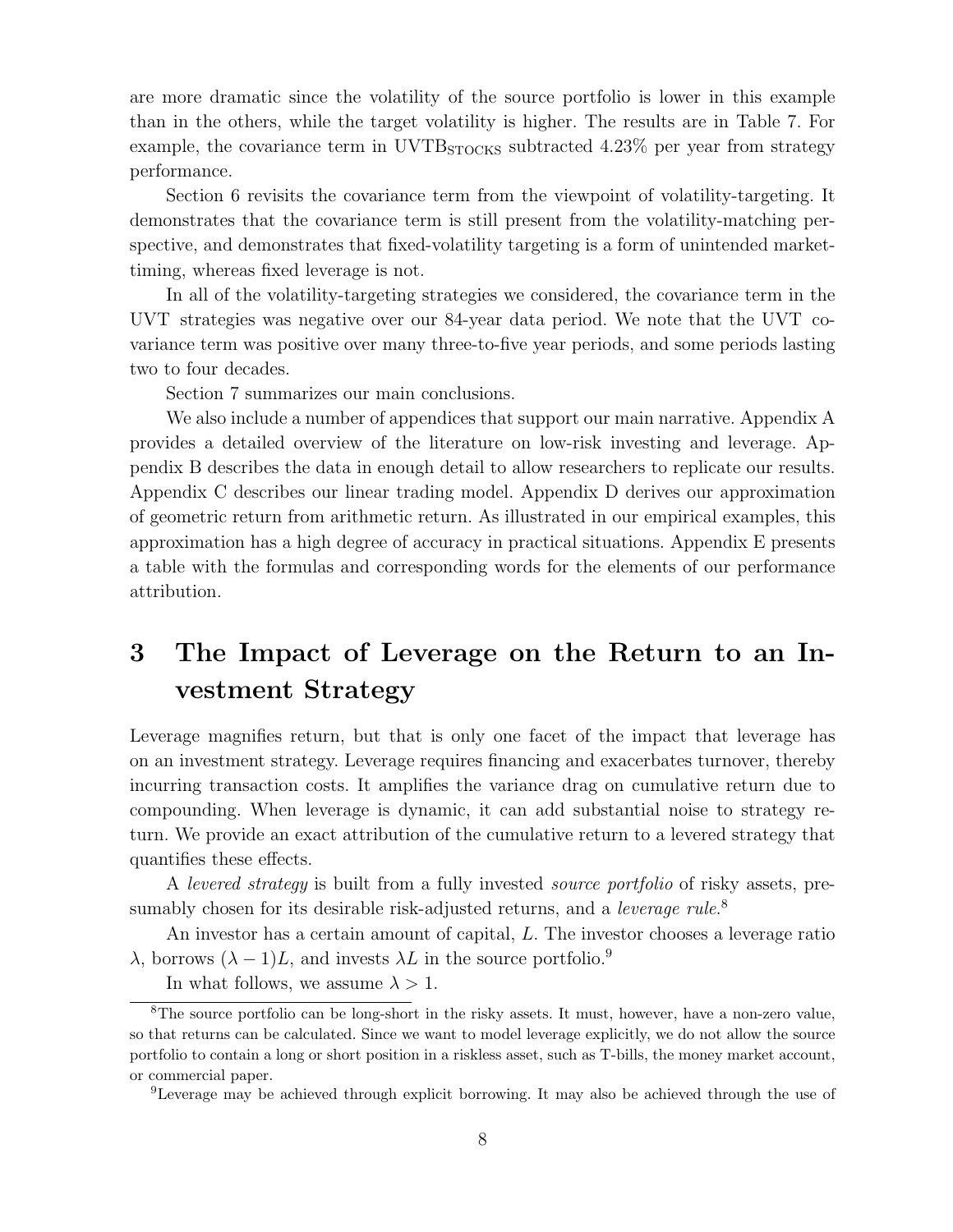are more dramatic since the volatility of the source portfolio is lower in this example than in the others, while the target volatility is higher. The results are in Table 7. For example, the covariance term in $\text{UVTB}_{\text{STOCKS}}$ subtracted 4.23% per year from strategy performance.

Section 6 revisits the covariance term from the viewpoint of volatility-targeting. It demonstrates that the covariance term is still present from the volatility-matching perspective, and demonstrates that fixed-volatility targeting is a form of unintended market-timing, whereas fixed leverage is not.

In all of the volatility-targeting strategies we considered, the covariance term in the UVT strategies was negative over our 84-year data period. We note that the UVT covariance term was positive over many three-to-five year periods, and some periods lasting two to four decades.

Section 7 summarizes our main conclusions.

We also include a number of appendices that support our main narrative. Appendix A provides a detailed overview of the literature on low-risk investing and leverage. Appendix B describes the data in enough detail to allow researchers to replicate our results. Appendix C describes our linear trading model. Appendix D derives our approximation of geometric return from arithmetic return. As illustrated in our empirical examples, this approximation has a high degree of accuracy in practical situations. Appendix E presents a table with the formulas and corresponding words for the elements of our performance attribution.

# 3 The Impact of Leverage on the Return to an Investment Strategy

Leverage magnifies return, but that is only one facet of the impact that leverage has on an investment strategy. Leverage requires financing and exacerbates turnover, thereby incurring transaction costs. It amplifies the variance drag on cumulative return due to compounding. When leverage is dynamic, it can add substantial noise to strategy return. We provide an exact attribution of the cumulative return to a levered strategy that quantifies these effects.

A *levered strategy* is built from a fully invested *source portfolio* of risky assets, presumably chosen for its desirable risk-adjusted returns, and a *leverage rule*.[8]

An investor has a certain amount of capital, $L$. The investor chooses a leverage ratio $\lambda$, borrows $(\lambda - 1)L$, and invests $\lambda L$ in the source portfolio.[9]

In what follows, we assume $\lambda > 1$.

[8] The source portfolio can be long-short in the risky assets. It must, however, have a non-zero value, so that returns can be calculated. Since we want to model leverage explicitly, we do not allow the source portfolio to contain a long or short position in a riskless asset, such as T-bills, the money market account, or commercial paper.

[9] Leverage may be achieved through explicit borrowing. It may also be achieved through the use of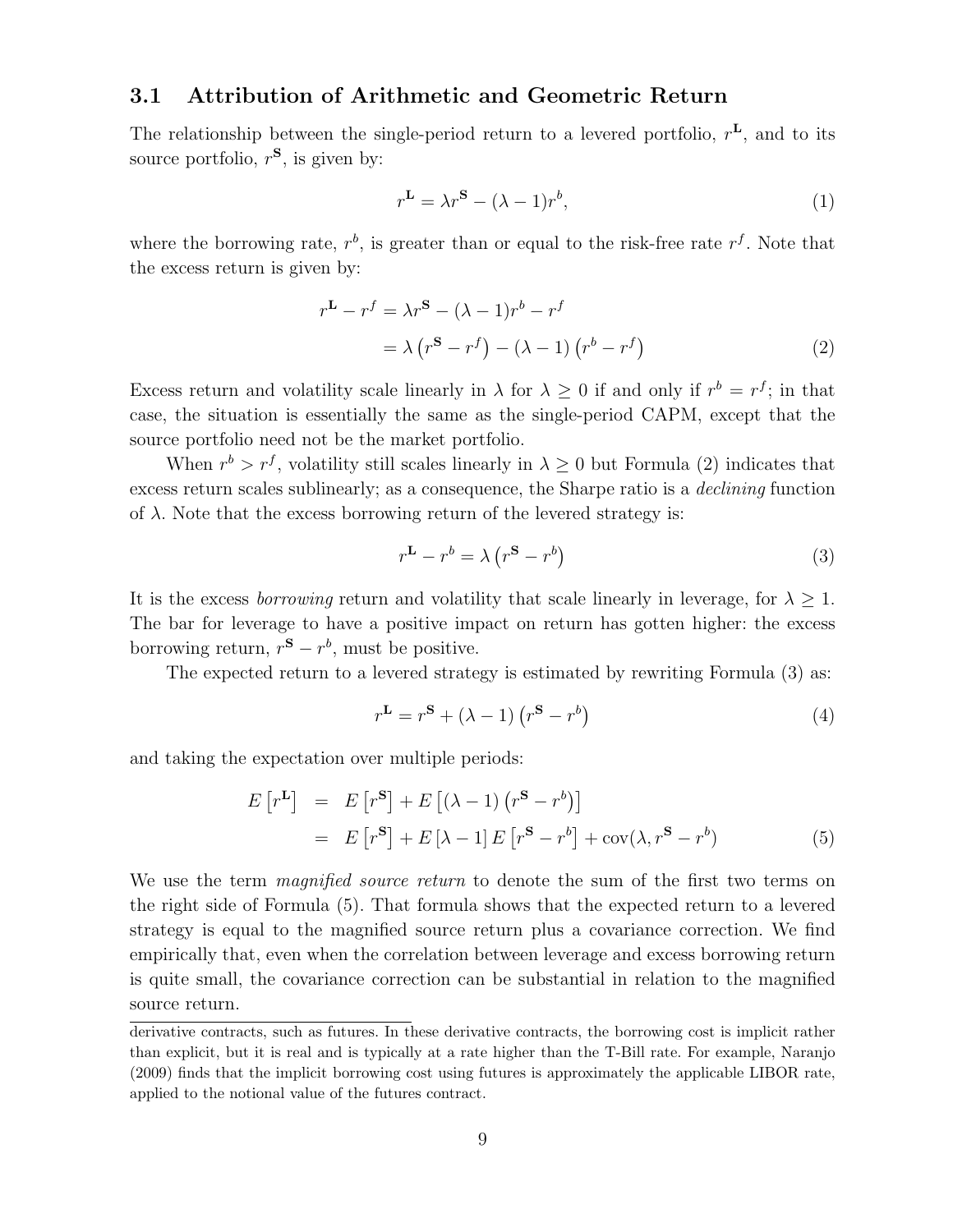### 3.1 Attribution of Arithmetic and Geometric Return

The relationship between the single-period return to a levered portfolio, $r^{\mathbf{L}}$, and to its source portfolio, $r^{\mathbf{S}}$, is given by:

$$r^{\mathbf{L}} = \lambda r^{\mathbf{S}} - (\lambda - 1) r^{b}, \tag{1}$$

where the borrowing rate, $r^b$, is greater than or equal to the risk-free rate $r^f$. Note that the excess return is given by:

$$\begin{aligned} r^{\mathbf{L}} - r^{f} &= \lambda r^{\mathbf{S}} - (\lambda - 1) r^{b} - r^{f} \\ &= \lambda \left( r^{\mathbf{S}} - r^{f} \right) - (\lambda - 1) \left( r^{b} - r^{f} \right) \end{aligned} \tag{2}$$

Excess return and volatility scale linearly in $\lambda$ for $\lambda \geq 0$ if and only if $r^b = r^f$; in that case, the situation is essentially the same as the single-period CAPM, except that the source portfolio need not be the market portfolio.

When $r^b > r^f$, volatility still scales linearly in $\lambda \geq 0$ but Formula (2) indicates that excess return scales sublinearly; as a consequence, the Sharpe ratio is a *declining* function of $\lambda$. Note that the excess borrowing return of the levered strategy is:

$$r^{\mathbf{L}} - r^{b} = \lambda \left( r^{\mathbf{S}} - r^{b} \right) \tag{3}$$

It is the excess *borrowing* return and volatility that scale linearly in leverage, for $\lambda \geq 1$. The bar for leverage to have a positive impact on return has gotten higher: the excess borrowing return, $r^{\mathbf{S}} - r^b$, must be positive.

The expected return to a levered strategy is estimated by rewriting Formula (3) as:

$$r^{\mathbf{L}} = r^{\mathbf{S}} + (\lambda - 1) \left( r^{\mathbf{S}} - r^{b} \right) \tag{4}$$

and taking the expectation over multiple periods:

$$\begin{aligned} E\left[r^{\mathbf{L}}\right] &= E\left[r^{\mathbf{S}}\right] + E\left[(\lambda - 1)\left(r^{\mathbf{S}} - r^{b}\right)\right] \\ &= E\left[r^{\mathbf{S}}\right] + E\left[\lambda - 1\right] E\left[r^{\mathbf{S}} - r^{b}\right] + \operatorname{cov}(\lambda, r^{\mathbf{S}} - r^{b}) \end{aligned} \tag{5}$$

We use the term *magnified source return* to denote the sum of the first two terms on the right side of Formula (5). That formula shows that the expected return to a levered strategy is equal to the magnified source return plus a covariance correction. We find empirically that, even when the correlation between leverage and excess borrowing return is quite small, the covariance correction can be substantial in relation to the magnified source return.

derivative contracts, such as futures. In these derivative contracts, the borrowing cost is implicit rather than explicit, but it is real and is typically at a rate higher than the T-Bill rate. For example, Naranjo (2009) finds that the implicit borrowing cost using futures is approximately the applicable LIBOR rate, applied to the notional value of the futures contract.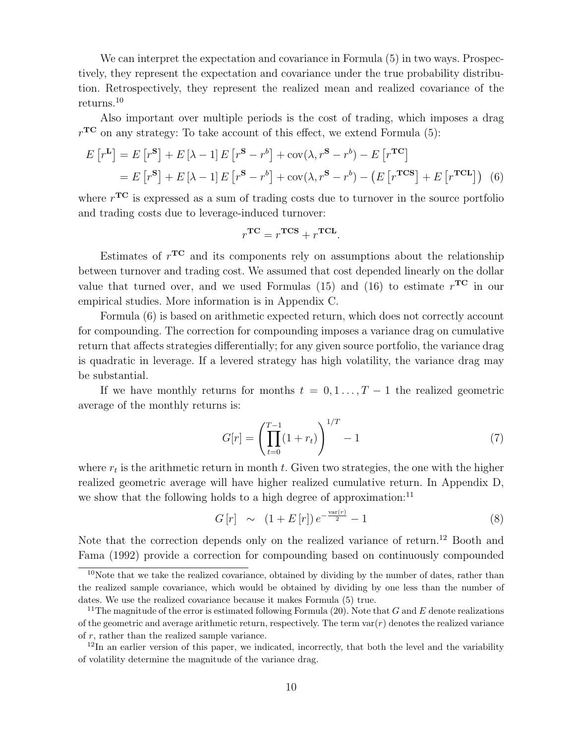We can interpret the expectation and covariance in Formula (5) in two ways. Prospectively, they represent the expectation and covariance under the true probability distribution. Retrospectively, they represent the realized mean and realized covariance of the returns.[10]

Also important over multiple periods is the cost of trading, which imposes a drag $r^{\mathbf{TC}}$ on any strategy: To take account of this effect, we extend Formula (5):

$$\begin{aligned} E\left[r^{\mathbf{L}}\right] &= E\left[r^{\mathbf{S}}\right] + E\left[\lambda - 1\right] E\left[r^{\mathbf{S}} - r^{b}\right] + \mathrm{cov}(\lambda, r^{\mathbf{S}} - r^{b}) - E\left[r^{\mathbf{TC}}\right] \\ &= E\left[r^{\mathbf{S}}\right] + E\left[\lambda - 1\right] E\left[r^{\mathbf{S}} - r^{b}\right] + \mathrm{cov}(\lambda, r^{\mathbf{S}} - r^{b}) - \left(E\left[r^{\mathbf{TCS}}\right] + E\left[r^{\mathbf{TCL}}\right]\right) \quad (6) \end{aligned}$$

where $r^{\mathbf{TC}}$ is expressed as a sum of trading costs due to turnover in the source portfolio and trading costs due to leverage-induced turnover:

$$r^{\mathbf{TC}} = r^{\mathbf{TCS}} + r^{\mathbf{TCL}}.$$

Estimates of $r^{\mathbf{TC}}$ and its components rely on assumptions about the relationship between turnover and trading cost. We assumed that cost depended linearly on the dollar value that turned over, and we used Formulas (15) and (16) to estimate $r^{\mathbf{TC}}$ in our empirical studies. More information is in Appendix C.

Formula (6) is based on arithmetic expected return, which does not correctly account for compounding. The correction for compounding imposes a variance drag on cumulative return that affects strategies differentially; for any given source portfolio, the variance drag is quadratic in leverage. If a levered strategy has high volatility, the variance drag may be substantial.

If we have monthly returns for months $t = 0, 1 \ldots, T-1$ the realized geometric average of the monthly returns is:

$$G[r] = \left(\prod_{t=0}^{T-1}(1 + r_t)\right)^{1/T} - 1 \qquad (7)$$

where $r_t$ is the arithmetic return in month $t$. Given two strategies, the one with the higher realized geometric average will have higher realized cumulative return. In Appendix D, we show that the following holds to a high degree of approximation:[11]

$$G\left[r\right] \;\sim\; \left(1 + E\left[r\right]\right) e^{-\frac{\mathrm{var}(r)}{2}} - 1 \qquad (8)$$

Note that the correction depends only on the realized variance of return.[12] Booth and Fama (1992) provide a correction for compounding based on continuously compounded

[10] Note that we take the realized covariance, obtained by dividing by the number of dates, rather than the realized sample covariance, which would be obtained by dividing by one less than the number of dates. We use the realized covariance because it makes Formula (5) true.

[11] The magnitude of the error is estimated following Formula (20). Note that $G$ and $E$ denote realizations of the geometric and average arithmetic return, respectively. The term $\mathrm{var}(r)$ denotes the realized variance of $r$, rather than the realized sample variance.

[12] In an earlier version of this paper, we indicated, incorrectly, that both the level and the variability of volatility determine the magnitude of the variance drag.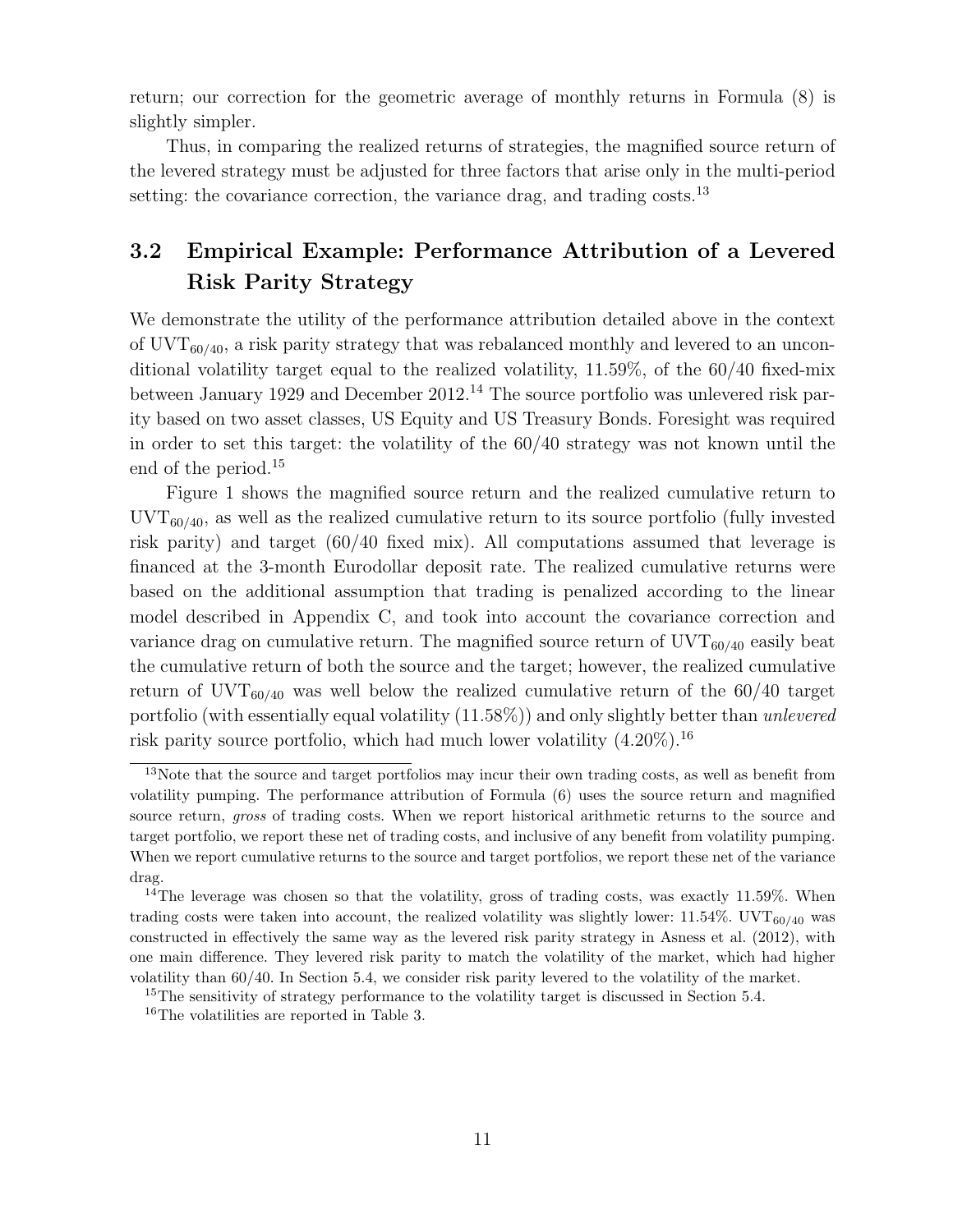return; our correction for the geometric average of monthly returns in Formula (8) is slightly simpler.

Thus, in comparing the realized returns of strategies, the magnified source return of the levered strategy must be adjusted for three factors that arise only in the multi-period setting: the covariance correction, the variance drag, and trading costs.[13]

## 3.2 Empirical Example: Performance Attribution of a Levered Risk Parity Strategy

We demonstrate the utility of the performance attribution detailed above in the context of $\mathrm{UVT}_{60/40}$, a risk parity strategy that was rebalanced monthly and levered to an unconditional volatility target equal to the realized volatility, 11.59%, of the 60/40 fixed-mix between January 1929 and December 2012.[14] The source portfolio was unlevered risk parity based on two asset classes, US Equity and US Treasury Bonds. Foresight was required in order to set this target: the volatility of the 60/40 strategy was not known until the end of the period.[15]

Figure 1 shows the magnified source return and the realized cumulative return to $\mathrm{UVT}_{60/40}$, as well as the realized cumulative return to its source portfolio (fully invested risk parity) and target (60/40 fixed mix). All computations assumed that leverage is financed at the 3-month Eurodollar deposit rate. The realized cumulative returns were based on the additional assumption that trading is penalized according to the linear model described in Appendix C, and took into account the covariance correction and variance drag on cumulative return. The magnified source return of $\mathrm{UVT}_{60/40}$ easily beat the cumulative return of both the source and the target; however, the realized cumulative return of $\mathrm{UVT}_{60/40}$ was well below the realized cumulative return of the 60/40 target portfolio (with essentially equal volatility (11.58%)) and only slightly better than *unlevered* risk parity source portfolio, which had much lower volatility (4.20%).[16]

---

[13]Note that the source and target portfolios may incur their own trading costs, as well as benefit from volatility pumping. The performance attribution of Formula (6) uses the source return and magnified source return, *gross* of trading costs. When we report historical arithmetic returns to the source and target portfolio, we report these net of trading costs, and inclusive of any benefit from volatility pumping. When we report cumulative returns to the source and target portfolios, we report these net of the variance drag.

[14]The leverage was chosen so that the volatility, gross of trading costs, was exactly 11.59%. When trading costs were taken into account, the realized volatility was slightly lower: 11.54%. $\mathrm{UVT}_{60/40}$ was constructed in effectively the same way as the levered risk parity strategy in Asness et al. (2012), with one main difference. They levered risk parity to match the volatility of the market, which had higher volatility than 60/40. In Section 5.4, we consider risk parity levered to the volatility of the market.

[15]The sensitivity of strategy performance to the volatility target is discussed in Section 5.4.

[16]The volatilities are reported in Table 3.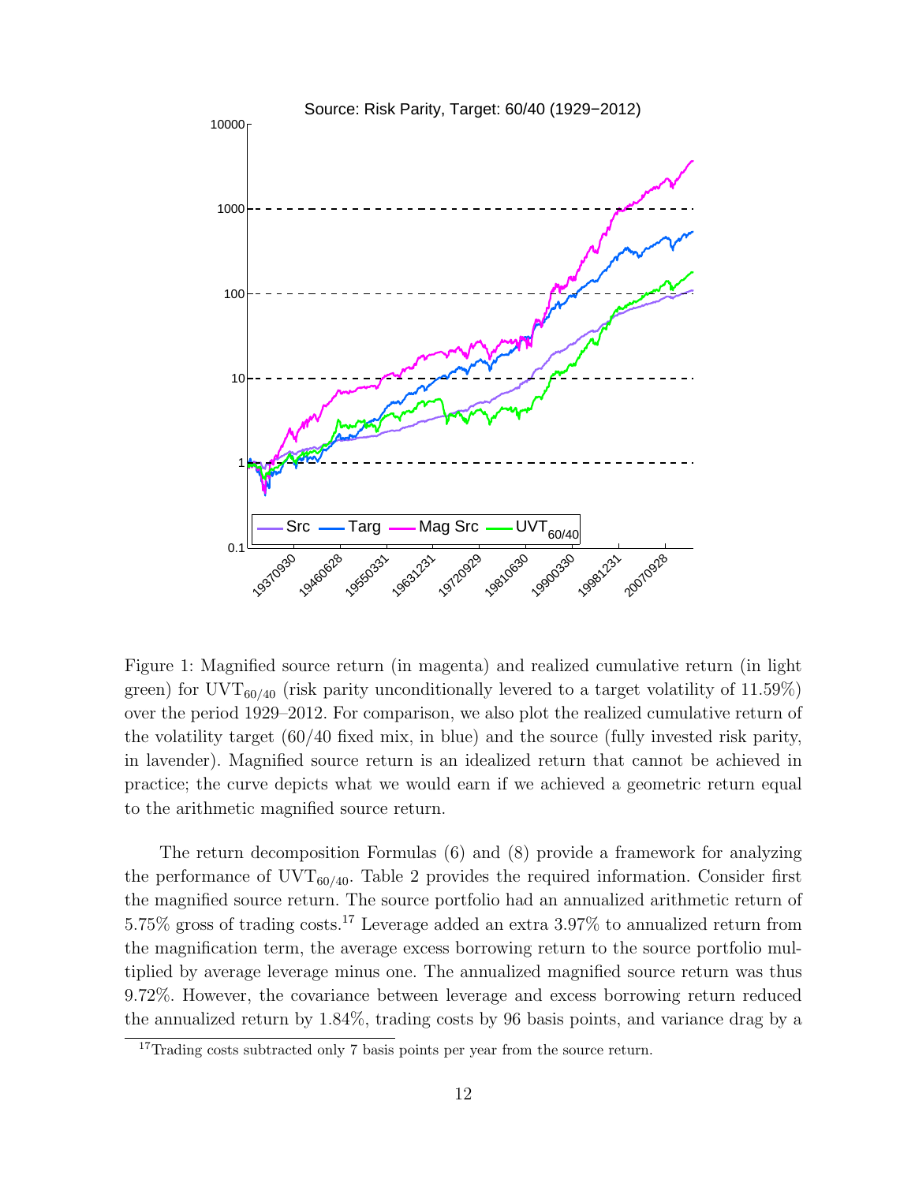Figure 1: Magnified source return (in magenta) and realized cumulative return (in light green) for $\text{UVT}_{60/40}$ (risk parity unconditionally levered to a target volatility of 11.59%) over the period 1929–2012. For comparison, we also plot the realized cumulative return of the volatility target (60/40 fixed mix, in blue) and the source (fully invested risk parity, in lavender). Magnified source return is an idealized return that cannot be achieved in practice; the curve depicts what we would earn if we achieved a geometric return equal to the arithmetic magnified source return.

The return decomposition Formulas (6) and (8) provide a framework for analyzing the performance of $\text{UVT}_{60/40}$. Table 2 provides the required information. Consider first the magnified source return. The source portfolio had an annualized arithmetic return of 5.75% gross of trading costs.[17] Leverage added an extra 3.97% to annualized return from the magnification term, the average excess borrowing return to the source portfolio multiplied by average leverage minus one. The annualized magnified source return was thus 9.72%. However, the covariance between leverage and excess borrowing return reduced the annualized return by 1.84%, trading costs by 96 basis points, and variance drag by a

[17] Trading costs subtracted only 7 basis points per year from the source return.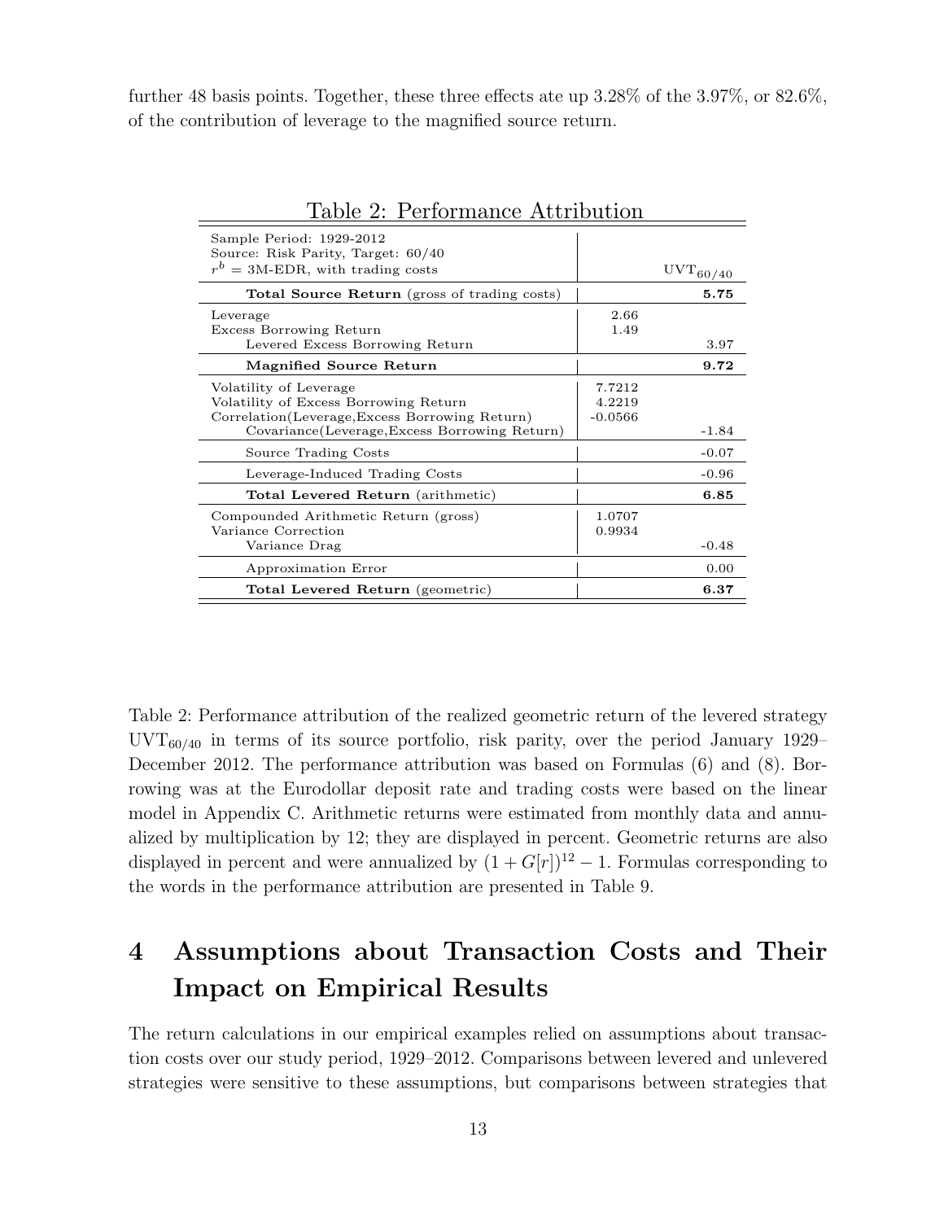further 48 basis points. Together, these three effects ate up 3.28% of the 3.97%, or 82.6%, of the contribution of leverage to the magnified source return.

Table 2: Performance Attribution

| Sample Period: 1929-2012<br>Source: Risk Parity, Target: 60/40<br>$r^b$ = 3M-EDR, with trading costs | | $UVT_{60/40}$ |
|---|---|---|
| **Total Source Return** (gross of trading costs) | | **5.75** |
| Leverage | 2.66 | |
| Excess Borrowing Return | 1.49 | |
| Levered Excess Borrowing Return | | 3.97 |
| **Magnified Source Return** | | **9.72** |
| Volatility of Leverage | 7.7212 | |
| Volatility of Excess Borrowing Return | 4.2219 | |
| Correlation(Leverage,Excess Borrowing Return) | -0.0566 | |
| Covariance(Leverage,Excess Borrowing Return) | | -1.84 |
| Source Trading Costs | | -0.07 |
| Leverage-Induced Trading Costs | | -0.96 |
| **Total Levered Return** (arithmetic) | | **6.85** |
| Compounded Arithmetic Return (gross) | 1.0707 | |
| Variance Correction | 0.9934 | |
| Variance Drag | | -0.48 |
| Approximation Error | | 0.00 |
| **Total Levered Return** (geometric) | | **6.37** |

Table 2: Performance attribution of the realized geometric return of the levered strategy $UVT_{60/40}$ in terms of its source portfolio, risk parity, over the period January 1929–December 2012. The performance attribution was based on Formulas (6) and (8). Borrowing was at the Eurodollar deposit rate and trading costs were based on the linear model in Appendix C. Arithmetic returns were estimated from monthly data and annualized by multiplication by 12; they are displayed in percent. Geometric returns are also displayed in percent and were annualized by $(1 + G[r])^{12} - 1$. Formulas corresponding to the words in the performance attribution are presented in Table 9.

# 4 Assumptions about Transaction Costs and Their Impact on Empirical Results

The return calculations in our empirical examples relied on assumptions about transaction costs over our study period, 1929–2012. Comparisons between levered and unlevered strategies were sensitive to these assumptions, but comparisons between strategies that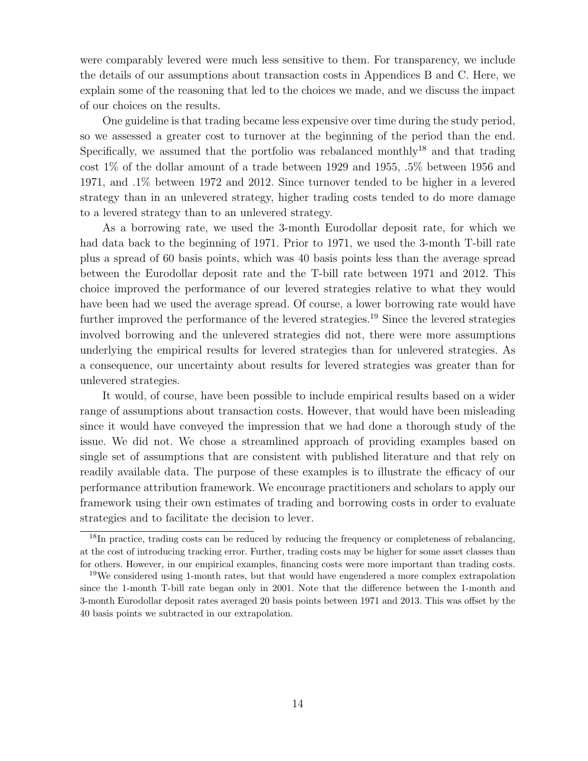were comparably levered were much less sensitive to them. For transparency, we include the details of our assumptions about transaction costs in Appendices B and C. Here, we explain some of the reasoning that led to the choices we made, and we discuss the impact of our choices on the results.

One guideline is that trading became less expensive over time during the study period, so we assessed a greater cost to turnover at the beginning of the period than the end. Specifically, we assumed that the portfolio was rebalanced monthly[18] and that trading cost 1% of the dollar amount of a trade between 1929 and 1955, .5% between 1956 and 1971, and .1% between 1972 and 2012. Since turnover tended to be higher in a levered strategy than in an unlevered strategy, higher trading costs tended to do more damage to a levered strategy than to an unlevered strategy.

As a borrowing rate, we used the 3-month Eurodollar deposit rate, for which we had data back to the beginning of 1971. Prior to 1971, we used the 3-month T-bill rate plus a spread of 60 basis points, which was 40 basis points less than the average spread between the Eurodollar deposit rate and the T-bill rate between 1971 and 2012. This choice improved the performance of our levered strategies relative to what they would have been had we used the average spread. Of course, a lower borrowing rate would have further improved the performance of the levered strategies.[19] Since the levered strategies involved borrowing and the unlevered strategies did not, there were more assumptions underlying the empirical results for levered strategies than for unlevered strategies. As a consequence, our uncertainty about results for levered strategies was greater than for unlevered strategies.

It would, of course, have been possible to include empirical results based on a wider range of assumptions about transaction costs. However, that would have been misleading since it would have conveyed the impression that we had done a thorough study of the issue. We did not. We chose a streamlined approach of providing examples based on single set of assumptions that are consistent with published literature and that rely on readily available data. The purpose of these examples is to illustrate the efficacy of our performance attribution framework. We encourage practitioners and scholars to apply our framework using their own estimates of trading and borrowing costs in order to evaluate strategies and to facilitate the decision to lever.

---

[18] In practice, trading costs can be reduced by reducing the frequency or completeness of rebalancing, at the cost of introducing tracking error. Further, trading costs may be higher for some asset classes than for others. However, in our empirical examples, financing costs were more important than trading costs.

[19] We considered using 1-month rates, but that would have engendered a more complex extrapolation since the 1-month T-bill rate began only in 2001. Note that the difference between the 1-month and 3-month Eurodollar deposit rates averaged 20 basis points between 1971 and 2013. This was offset by the 40 basis points we subtracted in our extrapolation.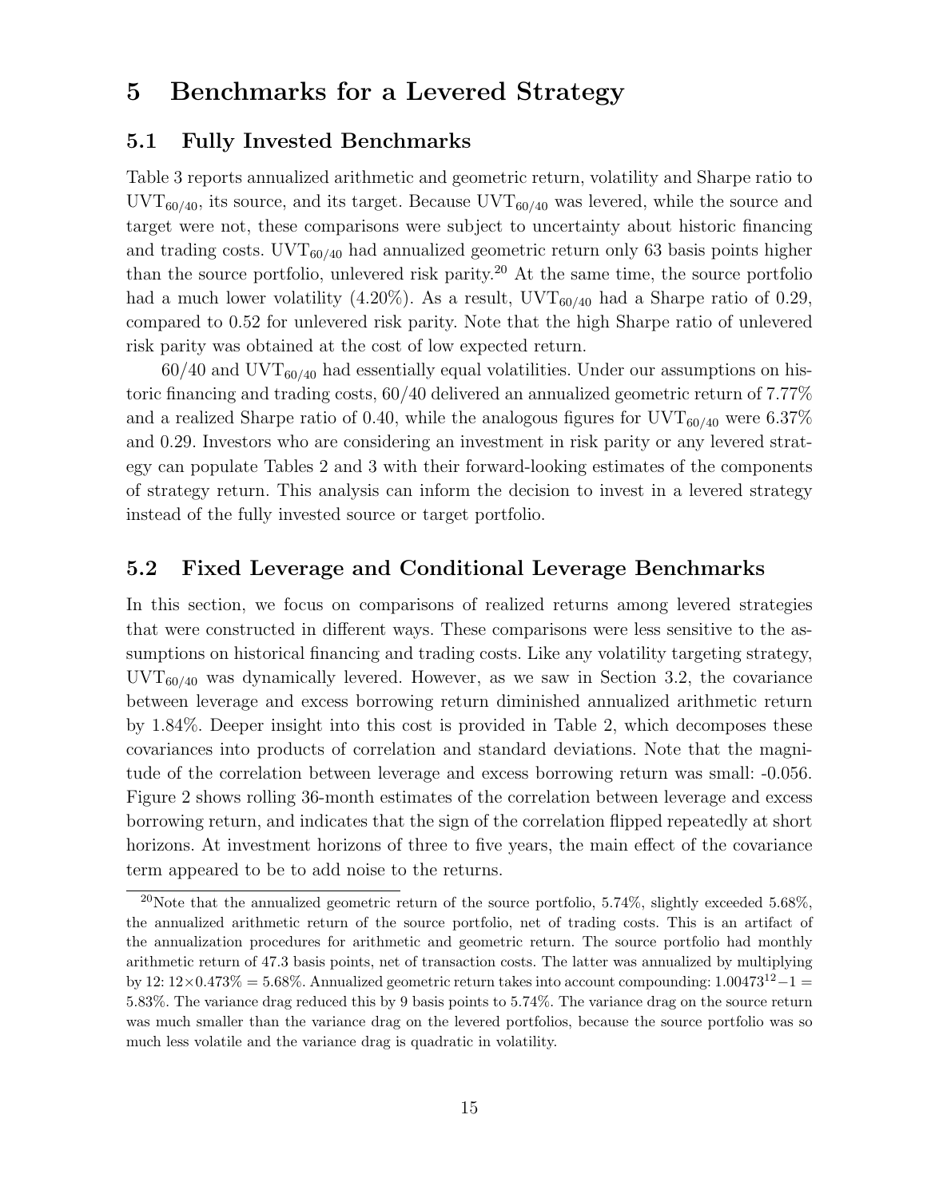# 5 Benchmarks for a Levered Strategy

## 5.1 Fully Invested Benchmarks

Table 3 reports annualized arithmetic and geometric return, volatility and Sharpe ratio to $\text{UVT}_{60/40}$, its source, and its target. Because $\text{UVT}_{60/40}$ was levered, while the source and target were not, these comparisons were subject to uncertainty about historic financing and trading costs. $\text{UVT}_{60/40}$ had annualized geometric return only 63 basis points higher than the source portfolio, unlevered risk parity.[20] At the same time, the source portfolio had a much lower volatility (4.20%). As a result, $\text{UVT}_{60/40}$ had a Sharpe ratio of 0.29, compared to 0.52 for unlevered risk parity. Note that the high Sharpe ratio of unlevered risk parity was obtained at the cost of low expected return.

60/40 and $\text{UVT}_{60/40}$ had essentially equal volatilities. Under our assumptions on historic financing and trading costs, 60/40 delivered an annualized geometric return of 7.77% and a realized Sharpe ratio of 0.40, while the analogous figures for $\text{UVT}_{60/40}$ were 6.37% and 0.29. Investors who are considering an investment in risk parity or any levered strategy can populate Tables 2 and 3 with their forward-looking estimates of the components of strategy return. This analysis can inform the decision to invest in a levered strategy instead of the fully invested source or target portfolio.

## 5.2 Fixed Leverage and Conditional Leverage Benchmarks

In this section, we focus on comparisons of realized returns among levered strategies that were constructed in different ways. These comparisons were less sensitive to the assumptions on historical financing and trading costs. Like any volatility targeting strategy, $\text{UVT}_{60/40}$ was dynamically levered. However, as we saw in Section 3.2, the covariance between leverage and excess borrowing return diminished annualized arithmetic return by 1.84%. Deeper insight into this cost is provided in Table 2, which decomposes these covariances into products of correlation and standard deviations. Note that the magnitude of the correlation between leverage and excess borrowing return was small: -0.056. Figure 2 shows rolling 36-month estimates of the correlation between leverage and excess borrowing return, and indicates that the sign of the correlation flipped repeatedly at short horizons. At investment horizons of three to five years, the main effect of the covariance term appeared to be to add noise to the returns.

[20] Note that the annualized geometric return of the source portfolio, 5.74%, slightly exceeded 5.68%, the annualized arithmetic return of the source portfolio, net of trading costs. This is an artifact of the annualization procedures for arithmetic and geometric return. The source portfolio had monthly arithmetic return of 47.3 basis points, net of transaction costs. The latter was annualized by multiplying by 12: $12 \times 0.473\% = 5.68\%$. Annualized geometric return takes into account compounding: $1.00473^{12} - 1 = 5.83\%$. The variance drag reduced this by 9 basis points to 5.74%. The variance drag on the source return was much smaller than the variance drag on the levered portfolios, because the source portfolio was so much less volatile and the variance drag is quadratic in volatility.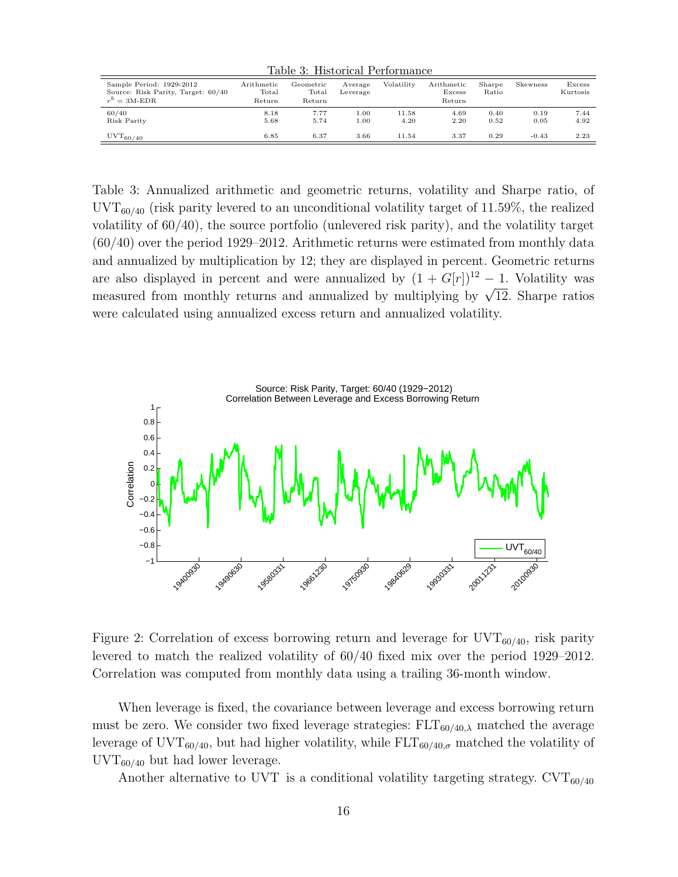Table 3: Historical Performance

| Sample Period: 1929-2012 Source: Risk Parity, Target: 60/40 $r^b$ = 3M-EDR | Arithmetic Total Return | Geometric Total Return | Average Leverage | Volatility | Arithmetic Excess Return | Sharpe Ratio | Skewness | Excess Kurtosis |
|---|---|---|---|---|---|---|---|---|
| 60/40 | 8.18 | 7.77 | 1.00 | 11.58 | 4.69 | 0.40 | 0.19 | 7.44 |
| Risk Parity | 5.68 | 5.74 | 1.00 | 4.20 | 2.20 | 0.52 | 0.05 | 4.92 |
| $\text{UVT}_{60/40}$ | 6.85 | 6.37 | 3.66 | 11.54 | 3.37 | 0.29 | -0.43 | 2.23 |

Table 3: Annualized arithmetic and geometric returns, volatility and Sharpe ratio, of $\text{UVT}_{60/40}$ (risk parity levered to an unconditional volatility target of 11.59%, the realized volatility of 60/40), the source portfolio (unlevered risk parity), and the volatility target (60/40) over the period 1929–2012. Arithmetic returns were estimated from monthly data and annualized by multiplication by 12; they are displayed in percent. Geometric returns are also displayed in percent and were annualized by $(1 + G[r])^{12} - 1$. Volatility was measured from monthly returns and annualized by multiplying by $\sqrt{12}$. Sharpe ratios were calculated using annualized excess return and annualized volatility.

Figure 2: Correlation of excess borrowing return and leverage for $\text{UVT}_{60/40}$, risk parity levered to match the realized volatility of 60/40 fixed mix over the period 1929–2012. Correlation was computed from monthly data using a trailing 36-month window.

When leverage is fixed, the covariance between leverage and excess borrowing return must be zero. We consider two fixed leverage strategies: $\text{FLT}_{60/40,\lambda}$ matched the average leverage of $\text{UVT}_{60/40}$, but had higher volatility, while $\text{FLT}_{60/40,\sigma}$ matched the volatility of $\text{UVT}_{60/40}$ but had lower leverage.

Another alternative to UVT is a conditional volatility targeting strategy. $\text{CVT}_{60/40}$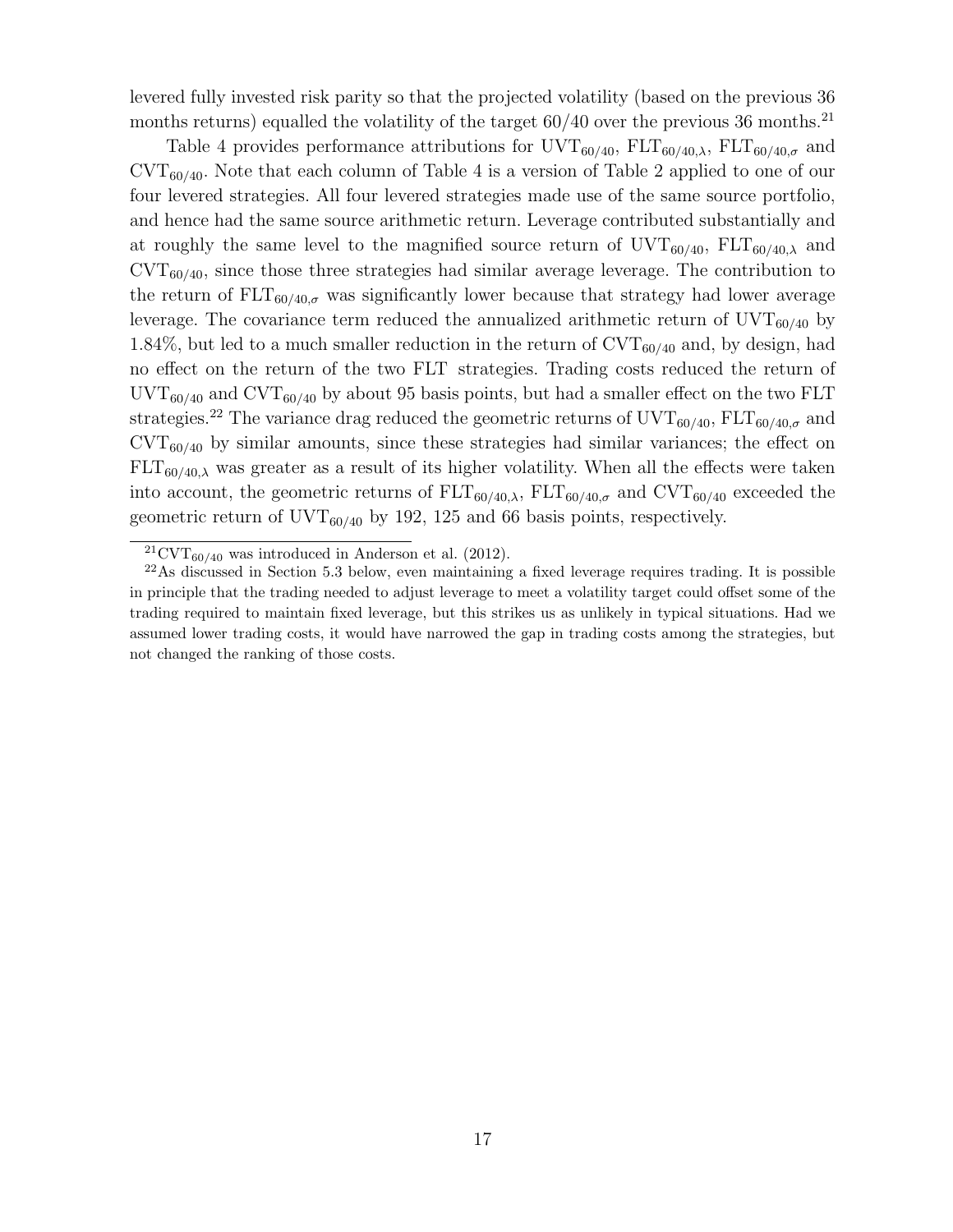levered fully invested risk parity so that the projected volatility (based on the previous 36 months returns) equalled the volatility of the target 60/40 over the previous 36 months.[21]

Table 4 provides performance attributions for $\text{UVT}_{60/40}$, $\text{FLT}_{60/40,\lambda}$, $\text{FLT}_{60/40,\sigma}$ and $\text{CVT}_{60/40}$. Note that each column of Table 4 is a version of Table 2 applied to one of our four levered strategies. All four levered strategies made use of the same source portfolio, and hence had the same source arithmetic return. Leverage contributed substantially and at roughly the same level to the magnified source return of $\text{UVT}_{60/40}$, $\text{FLT}_{60/40,\lambda}$ and $\text{CVT}_{60/40}$, since those three strategies had similar average leverage. The contribution to the return of $\text{FLT}_{60/40,\sigma}$ was significantly lower because that strategy had lower average leverage. The covariance term reduced the annualized arithmetic return of $\text{UVT}_{60/40}$ by 1.84%, but led to a much smaller reduction in the return of $\text{CVT}_{60/40}$ and, by design, had no effect on the return of the two FLT strategies. Trading costs reduced the return of $\text{UVT}_{60/40}$ and $\text{CVT}_{60/40}$ by about 95 basis points, but had a smaller effect on the two FLT strategies.[22] The variance drag reduced the geometric returns of $\text{UVT}_{60/40}$, $\text{FLT}_{60/40,\sigma}$ and $\text{CVT}_{60/40}$ by similar amounts, since these strategies had similar variances; the effect on $\text{FLT}_{60/40,\lambda}$ was greater as a result of its higher volatility. When all the effects were taken into account, the geometric returns of $\text{FLT}_{60/40,\lambda}$, $\text{FLT}_{60/40,\sigma}$ and $\text{CVT}_{60/40}$ exceeded the geometric return of $\text{UVT}_{60/40}$ by 192, 125 and 66 basis points, respectively.

---

[21] $\text{CVT}_{60/40}$ was introduced in Anderson et al. (2012).

[22] As discussed in Section 5.3 below, even maintaining a fixed leverage requires trading. It is possible in principle that the trading needed to adjust leverage to meet a volatility target could offset some of the trading required to maintain fixed leverage, but this strikes us as unlikely in typical situations. Had we assumed lower trading costs, it would have narrowed the gap in trading costs among the strategies, but not changed the ranking of those costs.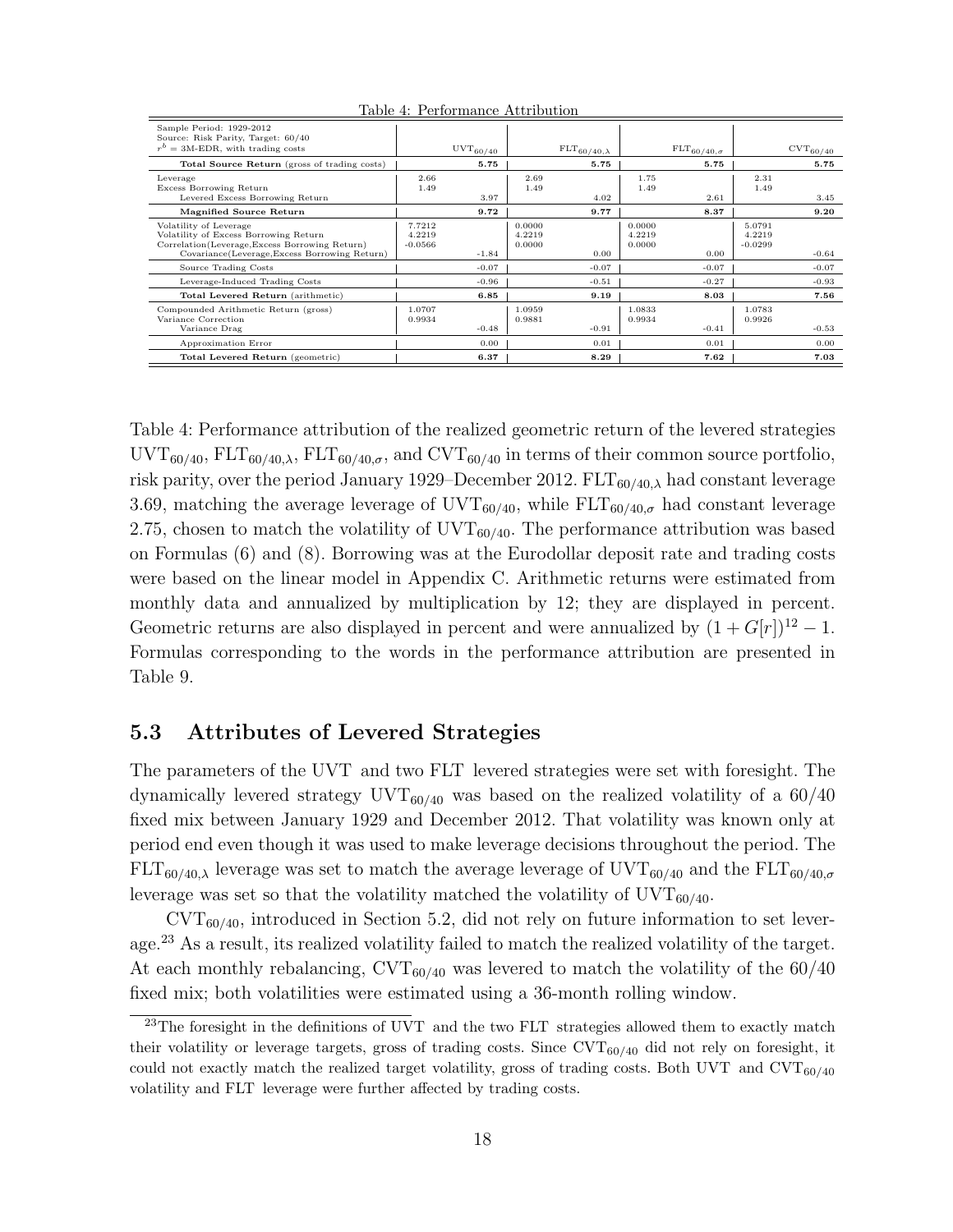Table 4: Performance Attribution

| Sample Period: 1929-2012<br>Source: Risk Parity, Target: 60/40<br>$r^b$ = 3M-EDR, with trading costs | | $\mathrm{UVT}_{60/40}$ | | $\mathrm{FLT}_{60/40,\lambda}$ | | $\mathrm{FLT}_{60/40,\sigma}$ | | $\mathrm{CVT}_{60/40}$ |
|---|---|---|---|---|---|---|---|---|
| **Total Source Return** (gross of trading costs) | | **5.75** | | **5.75** | | **5.75** | | **5.75** |
| Leverage | 2.66 | | 2.69 | | 1.75 | | 2.31 | |
| Excess Borrowing Return | 1.49 | | 1.49 | | 1.49 | | 1.49 | |
| Levered Excess Borrowing Return | | 3.97 | | 4.02 | | 2.61 | | 3.45 |
| **Magnified Source Return** | | **9.72** | | **9.77** | | **8.37** | | **9.20** |
| Volatility of Leverage | 7.7212 | | 0.0000 | | 0.0000 | | 5.0791 | |
| Volatility of Excess Borrowing Return | 4.2219 | | 4.2219 | | 4.2219 | | 4.2219 | |
| Correlation(Leverage,Excess Borrowing Return) | -0.0566 | | 0.0000 | | 0.0000 | | -0.0299 | |
| Covariance(Leverage,Excess Borrowing Return) | | -1.84 | | 0.00 | | 0.00 | | -0.64 |
| Source Trading Costs | | -0.07 | | -0.07 | | -0.07 | | -0.07 |
| Leverage-Induced Trading Costs | | -0.96 | | -0.51 | | -0.27 | | -0.93 |
| **Total Levered Return** (arithmetic) | | **6.85** | | **9.19** | | **8.03** | | **7.56** |
| Compounded Arithmetic Return (gross) | 1.0707 | | 1.0959 | | 1.0833 | | 1.0783 | |
| Variance Correction | 0.9934 | | 0.9881 | | 0.9934 | | 0.9926 | |
| Variance Drag | | -0.48 | | -0.91 | | -0.41 | | -0.53 |
| Approximation Error | | 0.00 | | 0.01 | | 0.01 | | 0.00 |
| **Total Levered Return** (geometric) | | **6.37** | | **8.29** | | **7.62** | | **7.03** |

Table 4: Performance attribution of the realized geometric return of the levered strategies $\mathrm{UVT}_{60/40}$, $\mathrm{FLT}_{60/40,\lambda}$, $\mathrm{FLT}_{60/40,\sigma}$, and $\mathrm{CVT}_{60/40}$ in terms of their common source portfolio, risk parity, over the period January 1929–December 2012. $\mathrm{FLT}_{60/40,\lambda}$ had constant leverage 3.69, matching the average leverage of $\mathrm{UVT}_{60/40}$, while $\mathrm{FLT}_{60/40,\sigma}$ had constant leverage 2.75, chosen to match the volatility of $\mathrm{UVT}_{60/40}$. The performance attribution was based on Formulas (6) and (8). Borrowing was at the Eurodollar deposit rate and trading costs were based on the linear model in Appendix C. Arithmetic returns were estimated from monthly data and annualized by multiplication by 12; they are displayed in percent. Geometric returns are also displayed in percent and were annualized by $(1 + G[r])^{12} - 1$. Formulas corresponding to the words in the performance attribution are presented in Table 9.

### 5.3 Attributes of Levered Strategies

The parameters of the UVT and two FLT levered strategies were set with foresight. The dynamically levered strategy $\mathrm{UVT}_{60/40}$ was based on the realized volatility of a 60/40 fixed mix between January 1929 and December 2012. That volatility was known only at period end even though it was used to make leverage decisions throughout the period. The $\mathrm{FLT}_{60/40,\lambda}$ leverage was set to match the average leverage of $\mathrm{UVT}_{60/40}$ and the $\mathrm{FLT}_{60/40,\sigma}$ leverage was set so that the volatility matched the volatility of $\mathrm{UVT}_{60/40}$.

$\mathrm{CVT}_{60/40}$, introduced in Section 5.2, did not rely on future information to set leverage.[23] As a result, its realized volatility failed to match the realized volatility of the target. At each monthly rebalancing, $\mathrm{CVT}_{60/40}$ was levered to match the volatility of the 60/40 fixed mix; both volatilities were estimated using a 36-month rolling window.

[23] The foresight in the definitions of UVT and the two FLT strategies allowed them to exactly match their volatility or leverage targets, gross of trading costs. Since $\mathrm{CVT}_{60/40}$ did not rely on foresight, it could not exactly match the realized target volatility, gross of trading costs. Both UVT and $\mathrm{CVT}_{60/40}$ volatility and FLT leverage were further affected by trading costs.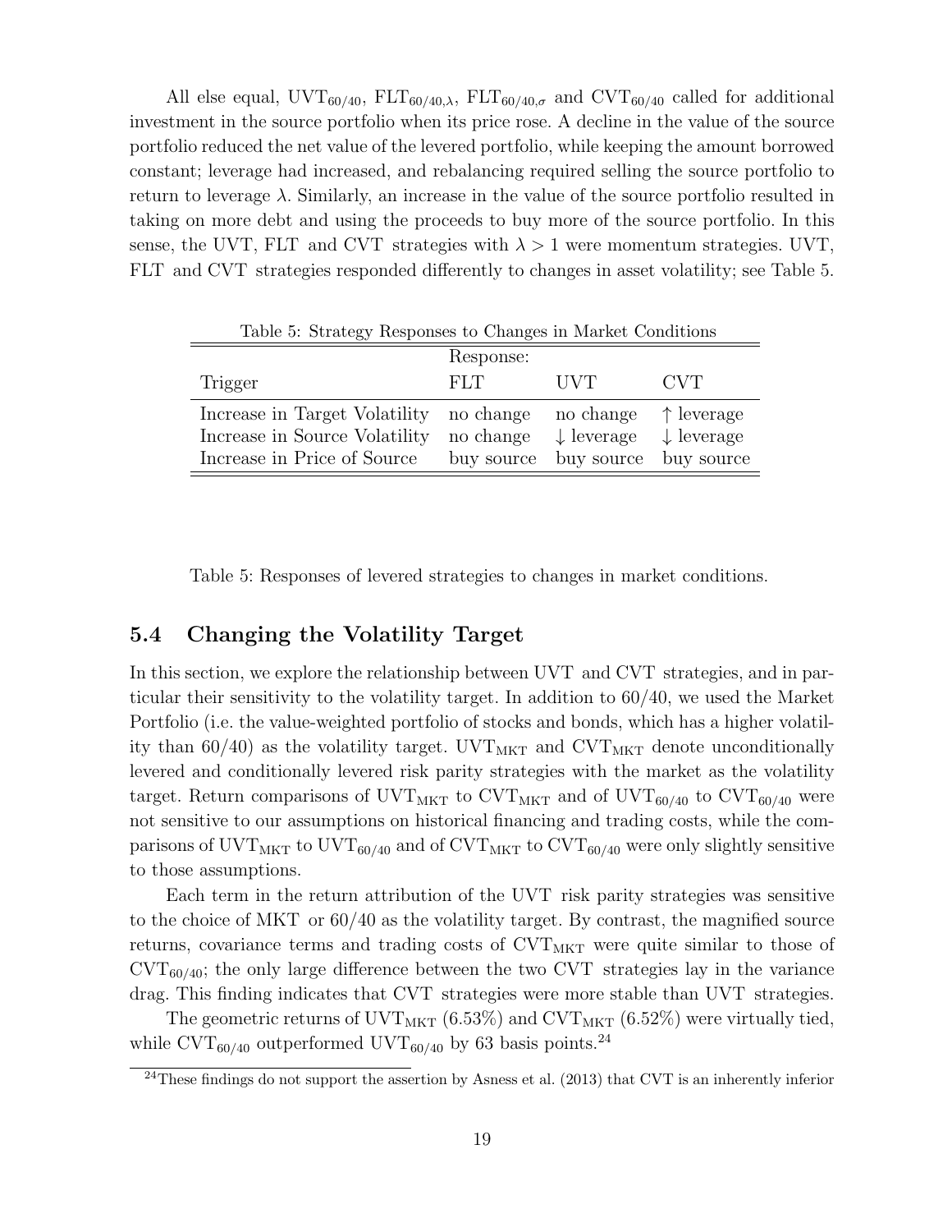All else equal, $\text{UVT}_{60/40}$, $\text{FLT}_{60/40,\lambda}$, $\text{FLT}_{60/40,\sigma}$ and $\text{CVT}_{60/40}$ called for additional investment in the source portfolio when its price rose. A decline in the value of the source portfolio reduced the net value of the levered portfolio, while keeping the amount borrowed constant; leverage had increased, and rebalancing required selling the source portfolio to return to leverage $\lambda$. Similarly, an increase in the value of the source portfolio resulted in taking on more debt and using the proceeds to buy more of the source portfolio. In this sense, the UVT, FLT and CVT strategies with $\lambda > 1$ were momentum strategies. UVT, FLT and CVT strategies responded differently to changes in asset volatility; see Table 5.

Table 5: Strategy Responses to Changes in Market Conditions

| | Response: | | |
|---|---|---|---|
| Trigger | FLT | UVT | CVT |
| Increase in Target Volatility | no change | no change | $\uparrow$ leverage |
| Increase in Source Volatility | no change | $\downarrow$ leverage | $\downarrow$ leverage |
| Increase in Price of Source | buy source | buy source | buy source |

Table 5: Responses of levered strategies to changes in market conditions.

## 5.4 Changing the Volatility Target

In this section, we explore the relationship between UVT and CVT strategies, and in particular their sensitivity to the volatility target. In addition to 60/40, we used the Market Portfolio (i.e. the value-weighted portfolio of stocks and bonds, which has a higher volatility than 60/40) as the volatility target. $\text{UVT}_{\text{MKT}}$ and $\text{CVT}_{\text{MKT}}$ denote unconditionally levered and conditionally levered risk parity strategies with the market as the volatility target. Return comparisons of $\text{UVT}_{\text{MKT}}$ to $\text{CVT}_{\text{MKT}}$ and of $\text{UVT}_{60/40}$ to $\text{CVT}_{60/40}$ were not sensitive to our assumptions on historical financing and trading costs, while the comparisons of $\text{UVT}_{\text{MKT}}$ to $\text{UVT}_{60/40}$ and of $\text{CVT}_{\text{MKT}}$ to $\text{CVT}_{60/40}$ were only slightly sensitive to those assumptions.

Each term in the return attribution of the UVT risk parity strategies was sensitive to the choice of MKT or 60/40 as the volatility target. By contrast, the magnified source returns, covariance terms and trading costs of $\text{CVT}_{\text{MKT}}$ were quite similar to those of $\text{CVT}_{60/40}$; the only large difference between the two CVT strategies lay in the variance drag. This finding indicates that CVT strategies were more stable than UVT strategies.

The geometric returns of $\text{UVT}_{\text{MKT}}$ (6.53%) and $\text{CVT}_{\text{MKT}}$ (6.52%) were virtually tied, while $\text{CVT}_{60/40}$ outperformed $\text{UVT}_{60/40}$ by 63 basis points.[24]

[24] These findings do not support the assertion by Asness et al. (2013) that CVT is an inherently inferior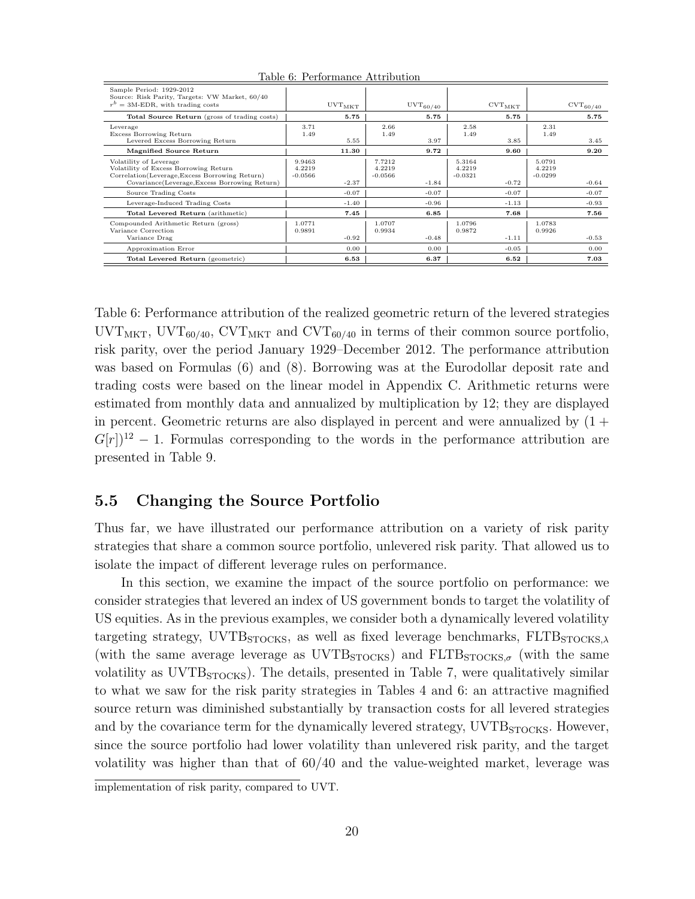Table 6: Performance Attribution

| Sample Period: 1929-2012<br>Source: Risk Parity, Targets: VW Market, 60/40<br>$r^b$ = 3M-EDR, with trading costs | $UVT_{MKT}$ | | $UVT_{60/40}$ | | $CVT_{MKT}$ | | $CVT_{60/40}$ | |
|---|---|---|---|---|---|---|---|---|
| **Total Source Return** (gross of trading costs) | | **5.75** | | **5.75** | | **5.75** | | **5.75** |
| Leverage | 3.71 | | 2.66 | | 2.58 | | 2.31 | |
| Excess Borrowing Return | 1.49 | | 1.49 | | 1.49 | | 1.49 | |
| Levered Excess Borrowing Return | | 5.55 | | 3.97 | | 3.85 | | 3.45 |
| **Magnified Source Return** | | **11.30** | | **9.72** | | **9.60** | | **9.20** |
| Volatility of Leverage | 9.9463 | | 7.7212 | | 5.3164 | | 5.0791 | |
| Volatility of Excess Borrowing Return | 4.2219 | | 4.2219 | | 4.2219 | | 4.2219 | |
| Correlation(Leverage,Excess Borrowing Return) | -0.0566 | | -0.0566 | | -0.0321 | | -0.0299 | |
| Covariance(Leverage,Excess Borrowing Return) | | -2.37 | | -1.84 | | -0.72 | | -0.64 |
| Source Trading Costs | | -0.07 | | -0.07 | | -0.07 | | -0.07 |
| Leverage-Induced Trading Costs | | -1.40 | | -0.96 | | -1.13 | | -0.93 |
| **Total Levered Return** (arithmetic) | | **7.45** | | **6.85** | | **7.68** | | **7.56** |
| Compounded Arithmetic Return (gross) | 1.0771 | | 1.0707 | | 1.0796 | | 1.0783 | |
| Variance Correction | 0.9891 | | 0.9934 | | 0.9872 | | 0.9926 | |
| Variance Drag | | -0.92 | | -0.48 | | -1.11 | | -0.53 |
| Approximation Error | | 0.00 | | 0.00 | | -0.05 | | 0.00 |
| **Total Levered Return** (geometric) | | **6.53** | | **6.37** | | **6.52** | | **7.03** |

Table 6: Performance attribution of the realized geometric return of the levered strategies $UVT_{MKT}$, $UVT_{60/40}$, $CVT_{MKT}$ and $CVT_{60/40}$ in terms of their common source portfolio, risk parity, over the period January 1929–December 2012. The performance attribution was based on Formulas (6) and (8). Borrowing was at the Eurodollar deposit rate and trading costs were based on the linear model in Appendix C. Arithmetic returns were estimated from monthly data and annualized by multiplication by 12; they are displayed in percent. Geometric returns are also displayed in percent and were annualized by $(1 + G[r])^{12} - 1$. Formulas corresponding to the words in the performance attribution are presented in Table 9.

## 5.5 Changing the Source Portfolio

Thus far, we have illustrated our performance attribution on a variety of risk parity strategies that share a common source portfolio, unlevered risk parity. That allowed us to isolate the impact of different leverage rules on performance.

In this section, we examine the impact of the source portfolio on performance: we consider strategies that levered an index of US government bonds to target the volatility of US equities. As in the previous examples, we consider both a dynamically levered volatility targeting strategy, $UVTB_{STOCKS}$, as well as fixed leverage benchmarks, $FLTB_{STOCKS,\lambda}$ (with the same average leverage as $UVTB_{STOCKS}$) and $FLTB_{STOCKS,\sigma}$ (with the same volatility as $UVTB_{STOCKS}$). The details, presented in Table 7, were qualitatively similar to what we saw for the risk parity strategies in Tables 4 and 6: an attractive magnified source return was diminished substantially by transaction costs for all levered strategies and by the covariance term for the dynamically levered strategy, $UVTB_{STOCKS}$. However, since the source portfolio had lower volatility than unlevered risk parity, and the target volatility was higher than that of 60/40 and the value-weighted market, leverage was

implementation of risk parity, compared to UVT.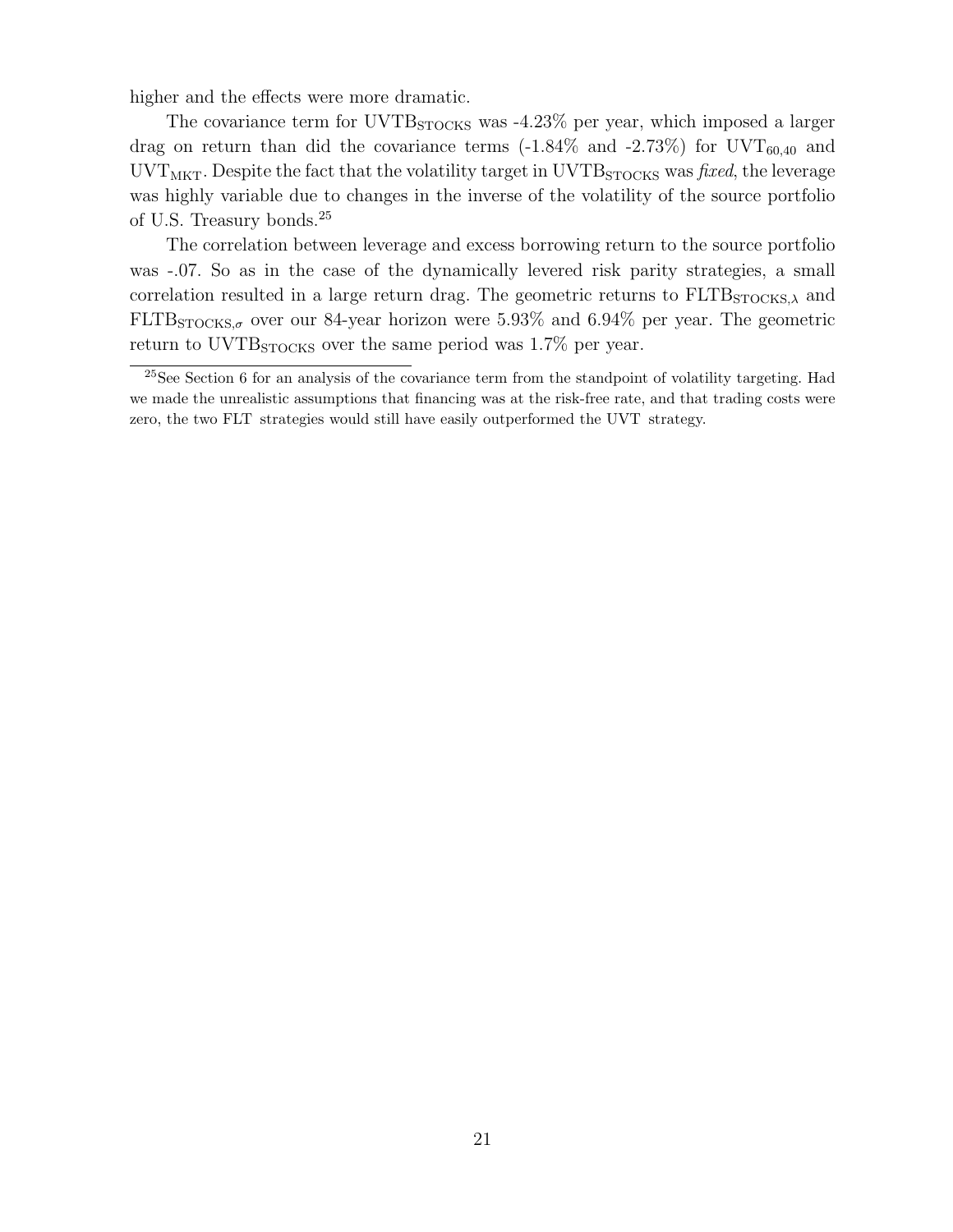higher and the effects were more dramatic.

The covariance term for $UVTB_{STOCKS}$ was -4.23% per year, which imposed a larger drag on return than did the covariance terms (-1.84% and -2.73%) for $UVT_{60,40}$ and $UVT_{MKT}$. Despite the fact that the volatility target in $UVTB_{STOCKS}$ was *fixed*, the leverage was highly variable due to changes in the inverse of the volatility of the source portfolio of U.S. Treasury bonds.[25]

The correlation between leverage and excess borrowing return to the source portfolio was -.07. So as in the case of the dynamically levered risk parity strategies, a small correlation resulted in a large return drag. The geometric returns to $FLTB_{STOCKS,\lambda}$ and $FLTB_{STOCKS,\sigma}$ over our 84-year horizon were 5.93% and 6.94% per year. The geometric return to $UVTB_{STOCKS}$ over the same period was 1.7% per year.

---

[25] See Section 6 for an analysis of the covariance term from the standpoint of volatility targeting. Had we made the unrealistic assumptions that financing was at the risk-free rate, and that trading costs were zero, the two FLT strategies would still have easily outperformed the UVT strategy.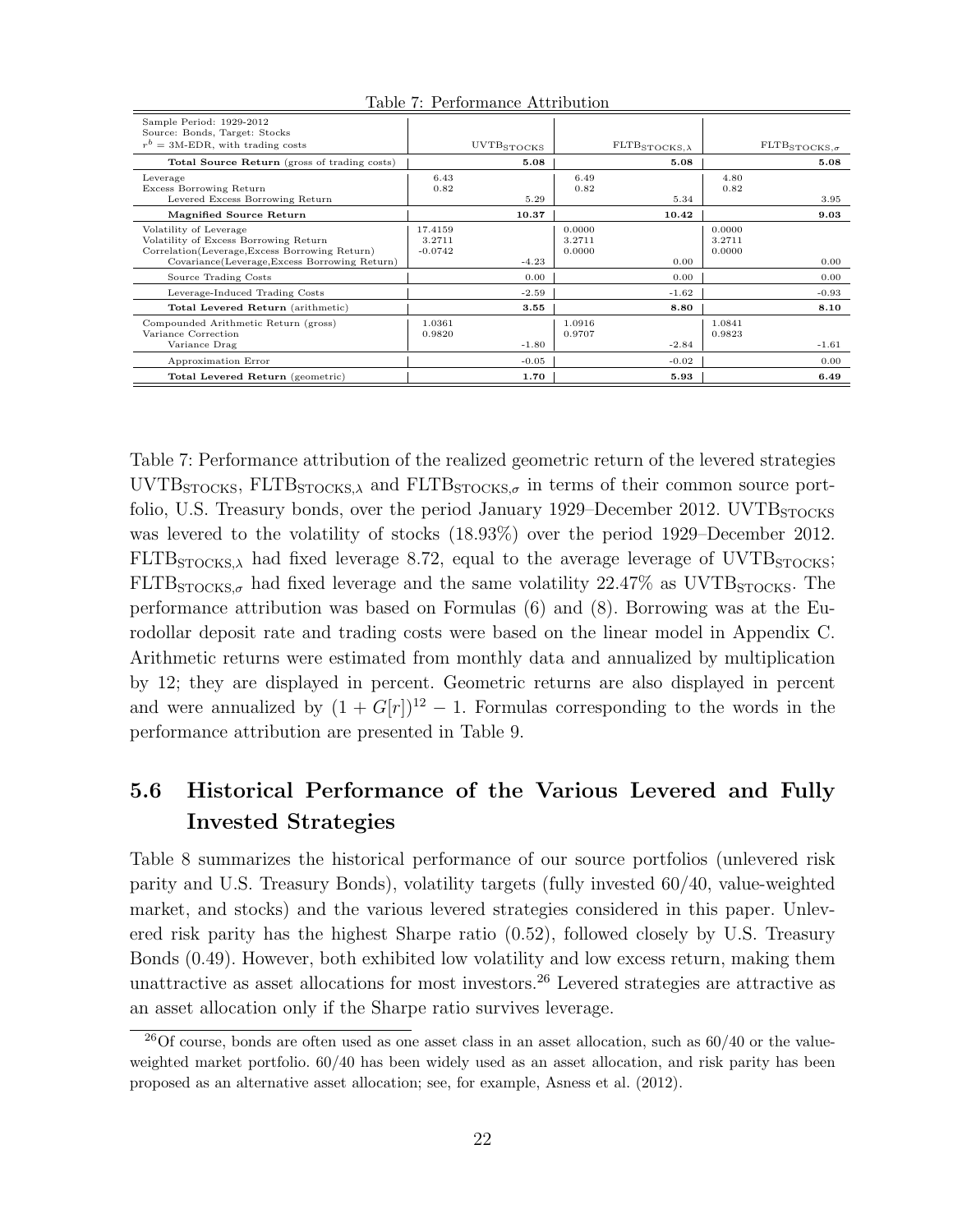Table 7: Performance Attribution

| Sample Period: 1929-2012<br>Source: Bonds, Target: Stocks<br>$r^b$ = 3M-EDR, with trading costs | $\text{UVTB}_{\text{STOCKS}}$ | | $\text{FLTB}_{\text{STOCKS},\lambda}$ | | $\text{FLTB}_{\text{STOCKS},\sigma}$ | |
|---|---|---|---|---|---|---|
| **Total Source Return** (gross of trading costs) | | **5.08** | | **5.08** | | **5.08** |
| Leverage | 6.43 | | 6.49 | | 4.80 | |
| Excess Borrowing Return | 0.82 | | 0.82 | | 0.82 | |
| Levered Excess Borrowing Return | | 5.29 | | 5.34 | | 3.95 |
| **Magnified Source Return** | | **10.37** | | **10.42** | | **9.03** |
| Volatility of Leverage | 17.4159 | | 0.0000 | | 0.0000 | |
| Volatility of Excess Borrowing Return | 3.2711 | | 3.2711 | | 3.2711 | |
| Correlation(Leverage,Excess Borrowing Return) | -0.0742 | | 0.0000 | | 0.0000 | |
| Covariance(Leverage,Excess Borrowing Return) | | -4.23 | | 0.00 | | 0.00 |
| Source Trading Costs | | 0.00 | | 0.00 | | 0.00 |
| Leverage-Induced Trading Costs | | -2.59 | | -1.62 | | -0.93 |
| **Total Levered Return** (arithmetic) | | **3.55** | | **8.80** | | **8.10** |
| Compounded Arithmetic Return (gross) | 1.0361 | | 1.0916 | | 1.0841 | |
| Variance Correction | 0.9820 | | 0.9707 | | 0.9823 | |
| Variance Drag | | -1.80 | | -2.84 | | -1.61 |
| Approximation Error | | -0.05 | | -0.02 | | 0.00 |
| **Total Levered Return** (geometric) | | **1.70** | | **5.93** | | **6.49** |

Table 7: Performance attribution of the realized geometric return of the levered strategies $\text{UVTB}_{\text{STOCKS}}$, $\text{FLTB}_{\text{STOCKS},\lambda}$ and $\text{FLTB}_{\text{STOCKS},\sigma}$ in terms of their common source portfolio, U.S. Treasury bonds, over the period January 1929–December 2012. $\text{UVTB}_{\text{STOCKS}}$ was levered to the volatility of stocks (18.93%) over the period 1929–December 2012. $\text{FLTB}_{\text{STOCKS},\lambda}$ had fixed leverage 8.72, equal to the average leverage of $\text{UVTB}_{\text{STOCKS}}$; $\text{FLTB}_{\text{STOCKS},\sigma}$ had fixed leverage and the same volatility 22.47% as $\text{UVTB}_{\text{STOCKS}}$. The performance attribution was based on Formulas (6) and (8). Borrowing was at the Eurodollar deposit rate and trading costs were based on the linear model in Appendix C. Arithmetic returns were estimated from monthly data and annualized by multiplication by 12; they are displayed in percent. Geometric returns are also displayed in percent and were annualized by $(1 + G[r])^{12} - 1$. Formulas corresponding to the words in the performance attribution are presented in Table 9.

## 5.6 Historical Performance of the Various Levered and Fully Invested Strategies

Table 8 summarizes the historical performance of our source portfolios (unlevered risk parity and U.S. Treasury Bonds), volatility targets (fully invested 60/40, value-weighted market, and stocks) and the various levered strategies considered in this paper. Unlevered risk parity has the highest Sharpe ratio (0.52), followed closely by U.S. Treasury Bonds (0.49). However, both exhibited low volatility and low excess return, making them unattractive as asset allocations for most investors.[26] Levered strategies are attractive as an asset allocation only if the Sharpe ratio survives leverage.

[26] Of course, bonds are often used as one asset class in an asset allocation, such as 60/40 or the value-weighted market portfolio. 60/40 has been widely used as an asset allocation, and risk parity has been proposed as an alternative asset allocation; see, for example, Asness et al. (2012).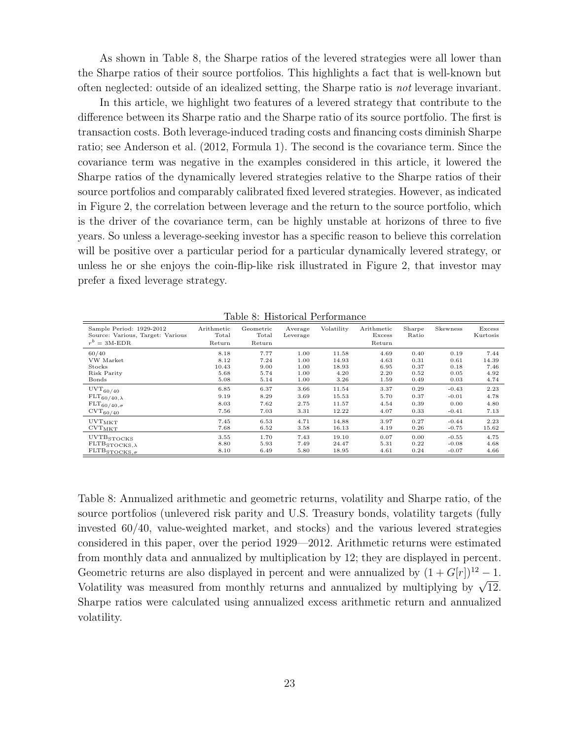As shown in Table 8, the Sharpe ratios of the levered strategies were all lower than the Sharpe ratios of their source portfolios. This highlights a fact that is well-known but often neglected: outside of an idealized setting, the Sharpe ratio is *not* leverage invariant.

In this article, we highlight two features of a levered strategy that contribute to the difference between its Sharpe ratio and the Sharpe ratio of its source portfolio. The first is transaction costs. Both leverage-induced trading costs and financing costs diminish Sharpe ratio; see Anderson et al. (2012, Formula 1). The second is the covariance term. Since the covariance term was negative in the examples considered in this article, it lowered the Sharpe ratios of the dynamically levered strategies relative to the Sharpe ratios of their source portfolios and comparably calibrated fixed levered strategies. However, as indicated in Figure 2, the correlation between leverage and the return to the source portfolio, which is the driver of the covariance term, can be highly unstable at horizons of three to five years. So unless a leverage-seeking investor has a specific reason to believe this correlation will be positive over a particular period for a particular dynamically levered strategy, or unless he or she enjoys the coin-flip-like risk illustrated in Figure 2, that investor may prefer a fixed leverage strategy.

Table 8: Historical Performance

| Sample Period: 1929-2012 Source: Various, Target: Various $r^b$ = 3M-EDR | Arithmetic Total Return | Geometric Total Return | Average Leverage | Volatility | Arithmetic Excess Return | Sharpe Ratio | Skewness | Excess Kurtosis |
|---|---|---|---|---|---|---|---|---|
| 60/40 | 8.18 | 7.77 | 1.00 | 11.58 | 4.69 | 0.40 | 0.19 | 7.44 |
| VW Market | 8.12 | 7.24 | 1.00 | 14.93 | 4.63 | 0.31 | 0.61 | 14.39 |
| Stocks | 10.43 | 9.00 | 1.00 | 18.93 | 6.95 | 0.37 | 0.18 | 7.46 |
| Risk Parity | 5.68 | 5.74 | 1.00 | 4.20 | 2.20 | 0.52 | 0.05 | 4.92 |
| Bonds | 5.08 | 5.14 | 1.00 | 3.26 | 1.59 | 0.49 | 0.03 | 4.74 |
| $\text{UVT}_{60/40}$ | 6.85 | 6.37 | 3.66 | 11.54 | 3.37 | 0.29 | -0.43 | 2.23 |
| $\text{FLT}_{60/40,\lambda}$ | 9.19 | 8.29 | 3.69 | 15.53 | 5.70 | 0.37 | -0.01 | 4.78 |
| $\text{FLT}_{60/40,\sigma}$ | 8.03 | 7.62 | 2.75 | 11.57 | 4.54 | 0.39 | 0.00 | 4.80 |
| $\text{CVT}_{60/40}$ | 7.56 | 7.03 | 3.31 | 12.22 | 4.07 | 0.33 | -0.41 | 7.13 |
| $\text{UVT}_{\text{MKT}}$ | 7.45 | 6.53 | 4.71 | 14.88 | 3.97 | 0.27 | -0.44 | 2.23 |
| $\text{CVT}_{\text{MKT}}$ | 7.68 | 6.52 | 3.58 | 16.13 | 4.19 | 0.26 | -0.75 | 15.62 |
| $\text{UVTB}_{\text{STOCKS}}$ | 3.55 | 1.70 | 7.43 | 19.10 | 0.07 | 0.00 | -0.55 | 4.75 |
| $\text{FLTB}_{\text{STOCKS},\lambda}$ | 8.80 | 5.93 | 7.49 | 24.47 | 5.31 | 0.22 | -0.08 | 4.68 |
| $\text{FLTB}_{\text{STOCKS},\sigma}$ | 8.10 | 6.49 | 5.80 | 18.95 | 4.61 | 0.24 | -0.07 | 4.66 |

Table 8: Annualized arithmetic and geometric returns, volatility and Sharpe ratio, of the source portfolios (unlevered risk parity and U.S. Treasury bonds, volatility targets (fully invested 60/40, value-weighted market, and stocks) and the various levered strategies considered in this paper, over the period 1929—2012. Arithmetic returns were estimated from monthly data and annualized by multiplication by 12; they are displayed in percent. Geometric returns are also displayed in percent and were annualized by $(1 + G[r])^{12} - 1$. Volatility was measured from monthly returns and annualized by multiplying by $\sqrt{12}$. Sharpe ratios were calculated using annualized excess arithmetic return and annualized volatility.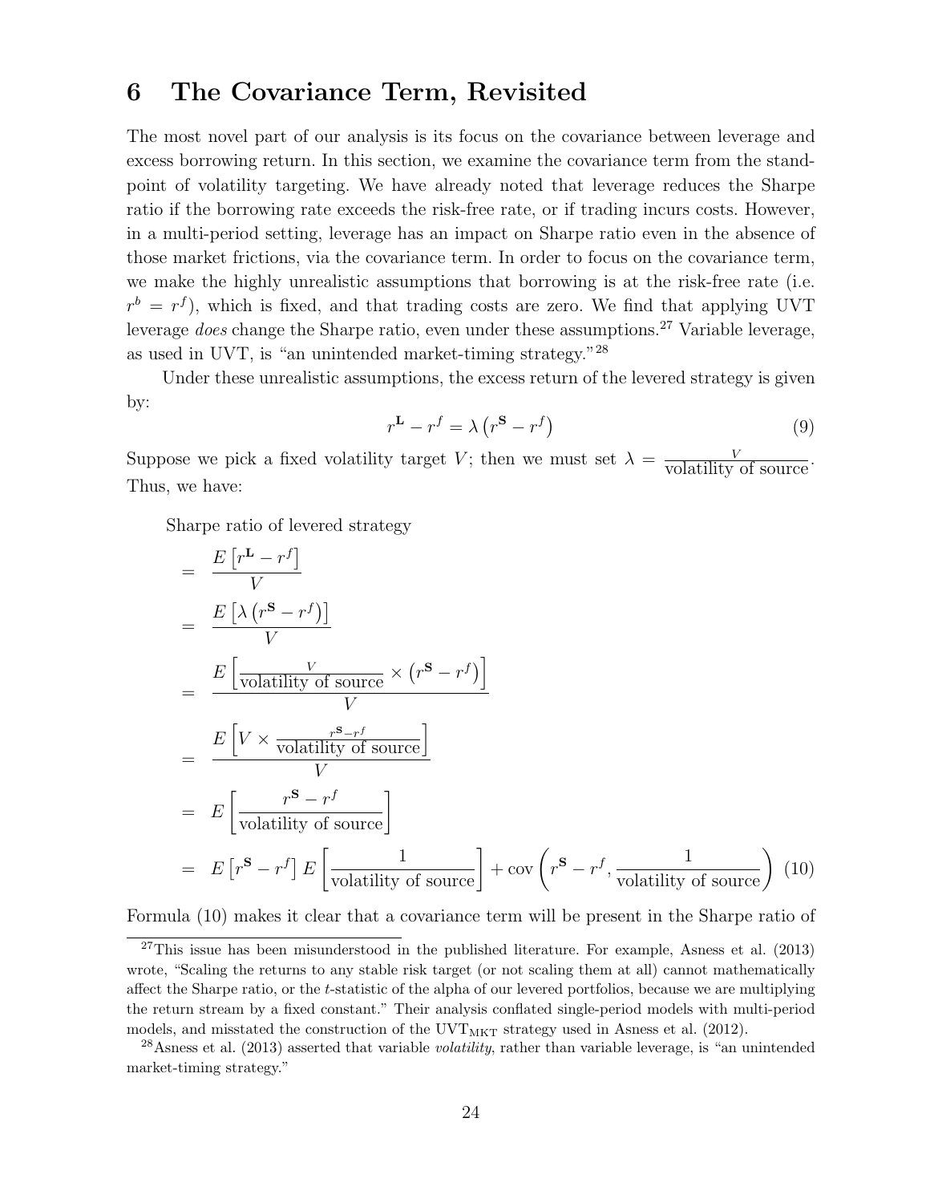## 6 The Covariance Term, Revisited

The most novel part of our analysis is its focus on the covariance between leverage and excess borrowing return. In this section, we examine the covariance term from the standpoint of volatility targeting. We have already noted that leverage reduces the Sharpe ratio if the borrowing rate exceeds the risk-free rate, or if trading incurs costs. However, in a multi-period setting, leverage has an impact on Sharpe ratio even in the absence of those market frictions, via the covariance term. In order to focus on the covariance term, we make the highly unrealistic assumptions that borrowing is at the risk-free rate (i.e. $r^b = r^f$), which is fixed, and that trading costs are zero. We find that applying UVT leverage *does* change the Sharpe ratio, even under these assumptions.[27] Variable leverage, as used in UVT, is "an unintended market-timing strategy."[28]

Under these unrealistic assumptions, the excess return of the levered strategy is given by:

$$r^{\mathbf{L}} - r^f = \lambda \left( r^{\mathbf{S}} - r^f \right) \tag{9}$$

Suppose we pick a fixed volatility target $V$; then we must set $\lambda = \frac{V}{\text{volatility of source}}$. Thus, we have:

Sharpe ratio of levered strategy

$$
\begin{aligned}
&= \frac{E\left[r^{\mathbf{L}} - r^f\right]}{V} \\
&= \frac{E\left[\lambda\left(r^{\mathbf{S}} - r^f\right)\right]}{V} \\
&= \frac{E\left[\frac{V}{\text{volatility of source}} \times \left(r^{\mathbf{S}} - r^f\right)\right]}{V} \\
&= \frac{E\left[V \times \frac{r^{\mathbf{S}} - r^f}{\text{volatility of source}}\right]}{V} \\
&= E\left[\frac{r^{\mathbf{S}} - r^f}{\text{volatility of source}}\right] \\
&= E\left[r^{\mathbf{S}} - r^f\right] E\left[\frac{1}{\text{volatility of source}}\right] + \operatorname{cov}\left(r^{\mathbf{S}} - r^f, \frac{1}{\text{volatility of source}}\right)
\end{aligned} \tag{10}
$$

Formula (10) makes it clear that a covariance term will be present in the Sharpe ratio of

---

[27] This issue has been misunderstood in the published literature. For example, Asness et al. (2013) wrote, "Scaling the returns to any stable risk target (or not scaling them at all) cannot mathematically affect the Sharpe ratio, or the *t*-statistic of the alpha of our levered portfolios, because we are multiplying the return stream by a fixed constant." Their analysis conflated single-period models with multi-period models, and misstated the construction of the $\text{UVT}_{\text{MKT}}$ strategy used in Asness et al. (2012).

[28] Asness et al. (2013) asserted that variable *volatility*, rather than variable leverage, is "an unintended market-timing strategy."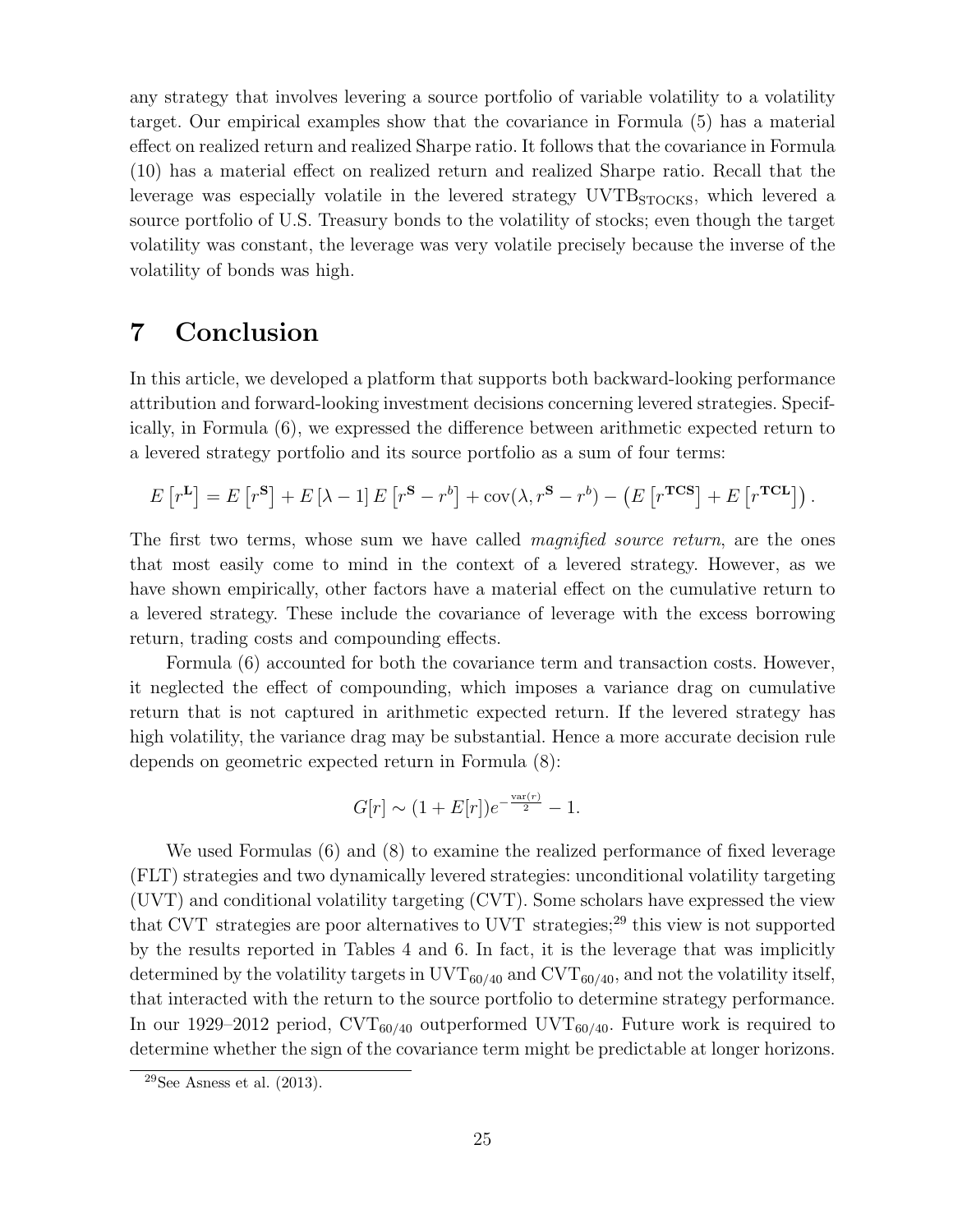any strategy that involves levering a source portfolio of variable volatility to a volatility target. Our empirical examples show that the covariance in Formula (5) has a material effect on realized return and realized Sharpe ratio. It follows that the covariance in Formula (10) has a material effect on realized return and realized Sharpe ratio. Recall that the leverage was especially volatile in the levered strategy $\text{UVTB}_{\text{STOCKS}}$, which levered a source portfolio of U.S. Treasury bonds to the volatility of stocks; even though the target volatility was constant, the leverage was very volatile precisely because the inverse of the volatility of bonds was high.

# 7 Conclusion

In this article, we developed a platform that supports both backward-looking performance attribution and forward-looking investment decisions concerning levered strategies. Specifically, in Formula (6), we expressed the difference between arithmetic expected return to a levered strategy portfolio and its source portfolio as a sum of four terms:

$$E\left[r^{\mathbf{L}}\right] = E\left[r^{\mathbf{S}}\right] + E\left[\lambda - 1\right] E\left[r^{\mathbf{S}} - r^{b}\right] + \text{cov}(\lambda, r^{\mathbf{S}} - r^{b}) - \left(E\left[r^{\mathbf{TCS}}\right] + E\left[r^{\mathbf{TCL}}\right]\right).$$

The first two terms, whose sum we have called *magnified source return*, are the ones that most easily come to mind in the context of a levered strategy. However, as we have shown empirically, other factors have a material effect on the cumulative return to a levered strategy. These include the covariance of leverage with the excess borrowing return, trading costs and compounding effects.

Formula (6) accounted for both the covariance term and transaction costs. However, it neglected the effect of compounding, which imposes a variance drag on cumulative return that is not captured in arithmetic expected return. If the levered strategy has high volatility, the variance drag may be substantial. Hence a more accurate decision rule depends on geometric expected return in Formula (8):

$$G[r] \sim (1 + E[r])e^{-\frac{\text{var}(r)}{2}} - 1.$$

We used Formulas (6) and (8) to examine the realized performance of fixed leverage (FLT) strategies and two dynamically levered strategies: unconditional volatility targeting (UVT) and conditional volatility targeting (CVT). Some scholars have expressed the view that CVT strategies are poor alternatives to UVT strategies;[29] this view is not supported by the results reported in Tables 4 and 6. In fact, it is the leverage that was implicitly determined by the volatility targets in $\text{UVT}_{60/40}$ and $\text{CVT}_{60/40}$, and not the volatility itself, that interacted with the return to the source portfolio to determine strategy performance. In our 1929–2012 period, $\text{CVT}_{60/40}$ outperformed $\text{UVT}_{60/40}$. Future work is required to determine whether the sign of the covariance term might be predictable at longer horizons.

[29] See Asness et al. (2013).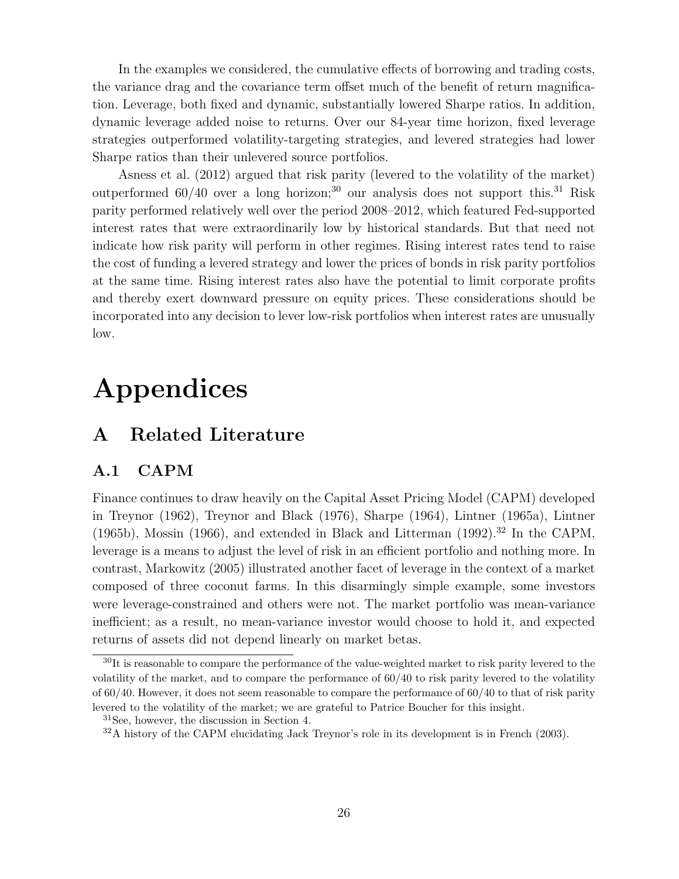In the examples we considered, the cumulative effects of borrowing and trading costs, the variance drag and the covariance term offset much of the benefit of return magnification. Leverage, both fixed and dynamic, substantially lowered Sharpe ratios. In addition, dynamic leverage added noise to returns. Over our 84-year time horizon, fixed leverage strategies outperformed volatility-targeting strategies, and levered strategies had lower Sharpe ratios than their unlevered source portfolios.

Asness et al. (2012) argued that risk parity (levered to the volatility of the market) outperformed 60/40 over a long horizon;[30] our analysis does not support this.[31] Risk parity performed relatively well over the period 2008–2012, which featured Fed-supported interest rates that were extraordinarily low by historical standards. But that need not indicate how risk parity will perform in other regimes. Rising interest rates tend to raise the cost of funding a levered strategy and lower the prices of bonds in risk parity portfolios at the same time. Rising interest rates also have the potential to limit corporate profits and thereby exert downward pressure on equity prices. These considerations should be incorporated into any decision to lever low-risk portfolios when interest rates are unusually low.

# Appendices

## A Related Literature

### A.1 CAPM

Finance continues to draw heavily on the Capital Asset Pricing Model (CAPM) developed in Treynor (1962), Treynor and Black (1976), Sharpe (1964), Lintner (1965a), Lintner (1965b), Mossin (1966), and extended in Black and Litterman (1992).[32] In the CAPM, leverage is a means to adjust the level of risk in an efficient portfolio and nothing more. In contrast, Markowitz (2005) illustrated another facet of leverage in the context of a market composed of three coconut farms. In this disarmingly simple example, some investors were leverage-constrained and others were not. The market portfolio was mean-variance inefficient; as a result, no mean-variance investor would choose to hold it, and expected returns of assets did not depend linearly on market betas.

[30] It is reasonable to compare the performance of the value-weighted market to risk parity levered to the volatility of the market, and to compare the performance of 60/40 to risk parity levered to the volatility of 60/40. However, it does not seem reasonable to compare the performance of 60/40 to that of risk parity levered to the volatility of the market; we are grateful to Patrice Boucher for this insight.

[31] See, however, the discussion in Section 4.

[32] A history of the CAPM elucidating Jack Treynor's role in its development is in French (2003).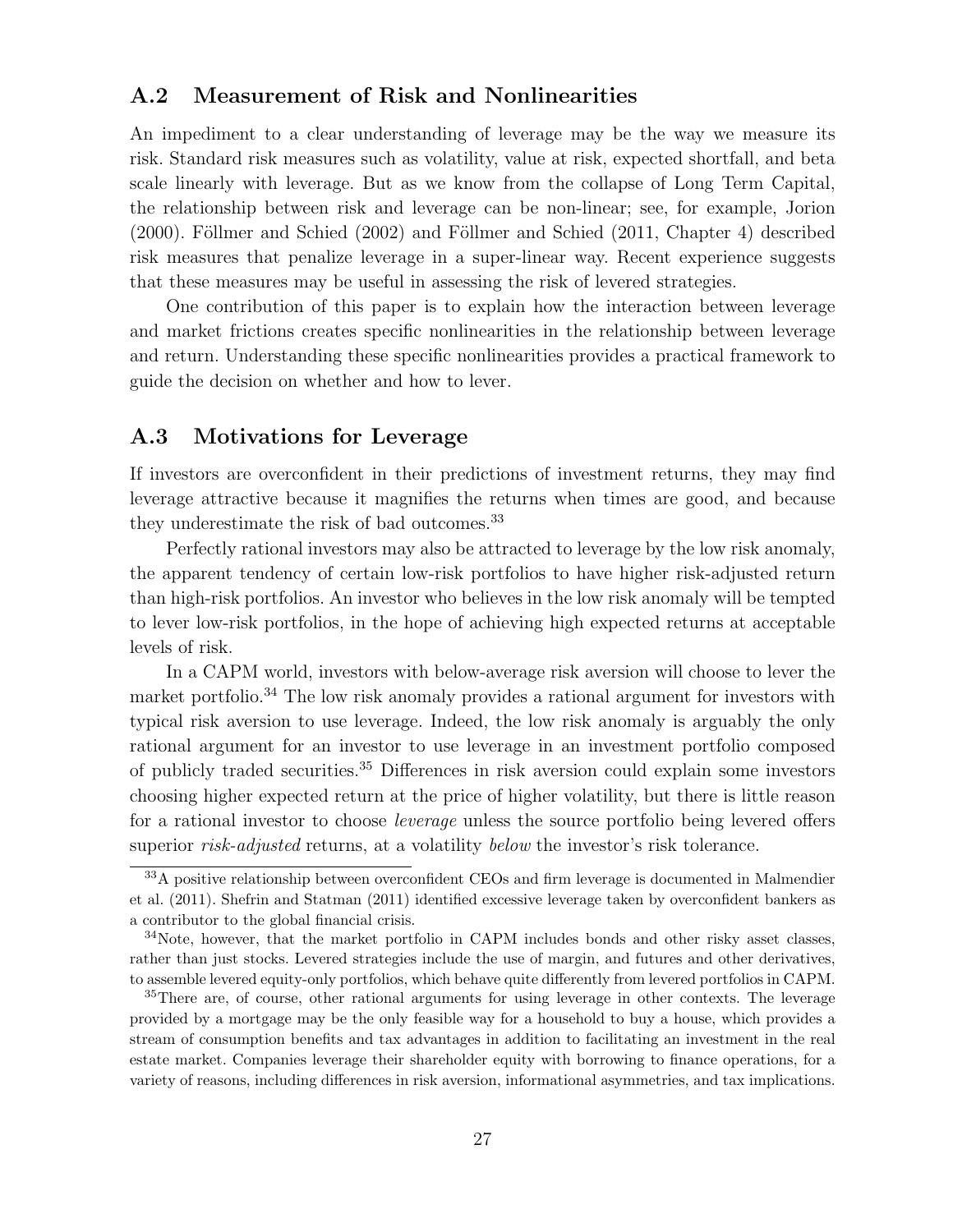## A.2 Measurement of Risk and Nonlinearities

An impediment to a clear understanding of leverage may be the way we measure its risk. Standard risk measures such as volatility, value at risk, expected shortfall, and beta scale linearly with leverage. But as we know from the collapse of Long Term Capital, the relationship between risk and leverage can be non-linear; see, for example, Jorion (2000). Föllmer and Schied (2002) and Föllmer and Schied (2011, Chapter 4) described risk measures that penalize leverage in a super-linear way. Recent experience suggests that these measures may be useful in assessing the risk of levered strategies.

One contribution of this paper is to explain how the interaction between leverage and market frictions creates specific nonlinearities in the relationship between leverage and return. Understanding these specific nonlinearities provides a practical framework to guide the decision on whether and how to lever.

## A.3 Motivations for Leverage

If investors are overconfident in their predictions of investment returns, they may find leverage attractive because it magnifies the returns when times are good, and because they underestimate the risk of bad outcomes.[33]

Perfectly rational investors may also be attracted to leverage by the low risk anomaly, the apparent tendency of certain low-risk portfolios to have higher risk-adjusted return than high-risk portfolios. An investor who believes in the low risk anomaly will be tempted to lever low-risk portfolios, in the hope of achieving high expected returns at acceptable levels of risk.

In a CAPM world, investors with below-average risk aversion will choose to lever the market portfolio.[34] The low risk anomaly provides a rational argument for investors with typical risk aversion to use leverage. Indeed, the low risk anomaly is arguably the only rational argument for an investor to use leverage in an investment portfolio composed of publicly traded securities.[35] Differences in risk aversion could explain some investors choosing higher expected return at the price of higher volatility, but there is little reason for a rational investor to choose *leverage* unless the source portfolio being levered offers superior *risk-adjusted* returns, at a volatility *below* the investor's risk tolerance.

[33] A positive relationship between overconfident CEOs and firm leverage is documented in Malmendier et al. (2011). Shefrin and Statman (2011) identified excessive leverage taken by overconfident bankers as a contributor to the global financial crisis.

[34] Note, however, that the market portfolio in CAPM includes bonds and other risky asset classes, rather than just stocks. Levered strategies include the use of margin, and futures and other derivatives, to assemble levered equity-only portfolios, which behave quite differently from levered portfolios in CAPM.

[35] There are, of course, other rational arguments for using leverage in other contexts. The leverage provided by a mortgage may be the only feasible way for a household to buy a house, which provides a stream of consumption benefits and tax advantages in addition to facilitating an investment in the real estate market. Companies leverage their shareholder equity with borrowing to finance operations, for a variety of reasons, including differences in risk aversion, informational asymmetries, and tax implications.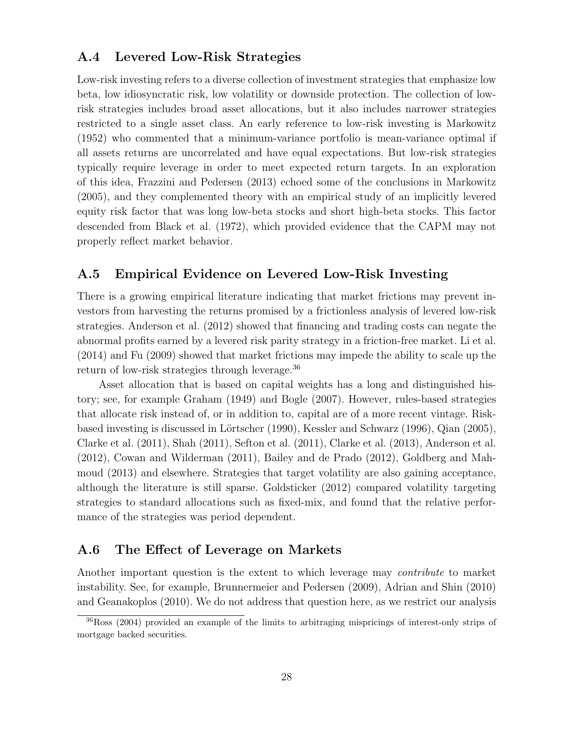## A.4 Levered Low-Risk Strategies

Low-risk investing refers to a diverse collection of investment strategies that emphasize low beta, low idiosyncratic risk, low volatility or downside protection. The collection of low-risk strategies includes broad asset allocations, but it also includes narrower strategies restricted to a single asset class. An early reference to low-risk investing is Markowitz (1952) who commented that a minimum-variance portfolio is mean-variance optimal if all assets returns are uncorrelated and have equal expectations. But low-risk strategies typically require leverage in order to meet expected return targets. In an exploration of this idea, Frazzini and Pedersen (2013) echoed some of the conclusions in Markowitz (2005), and they complemented theory with an empirical study of an implicitly levered equity risk factor that was long low-beta stocks and short high-beta stocks. This factor descended from Black et al. (1972), which provided evidence that the CAPM may not properly reflect market behavior.

## A.5 Empirical Evidence on Levered Low-Risk Investing

There is a growing empirical literature indicating that market frictions may prevent investors from harvesting the returns promised by a frictionless analysis of levered low-risk strategies. Anderson et al. (2012) showed that financing and trading costs can negate the abnormal profits earned by a levered risk parity strategy in a friction-free market. Li et al. (2014) and Fu (2009) showed that market frictions may impede the ability to scale up the return of low-risk strategies through leverage.[36]

Asset allocation that is based on capital weights has a long and distinguished history; see, for example Graham (1949) and Bogle (2007). However, rules-based strategies that allocate risk instead of, or in addition to, capital are of a more recent vintage. Risk-based investing is discussed in Lörtscher (1990), Kessler and Schwarz (1996), Qian (2005), Clarke et al. (2011), Shah (2011), Sefton et al. (2011), Clarke et al. (2013), Anderson et al. (2012), Cowan and Wilderman (2011), Bailey and de Prado (2012), Goldberg and Mahmoud (2013) and elsewhere. Strategies that target volatility are also gaining acceptance, although the literature is still sparse. Goldsticker (2012) compared volatility targeting strategies to standard allocations such as fixed-mix, and found that the relative performance of the strategies was period dependent.

## A.6 The Effect of Leverage on Markets

Another important question is the extent to which leverage may *contribute* to market instability. See, for example, Brunnermeier and Pedersen (2009), Adrian and Shin (2010) and Geanakoplos (2010). We do not address that question here, as we restrict our analysis

[36] Ross (2004) provided an example of the limits to arbitraging mispricings of interest-only strips of mortgage backed securities.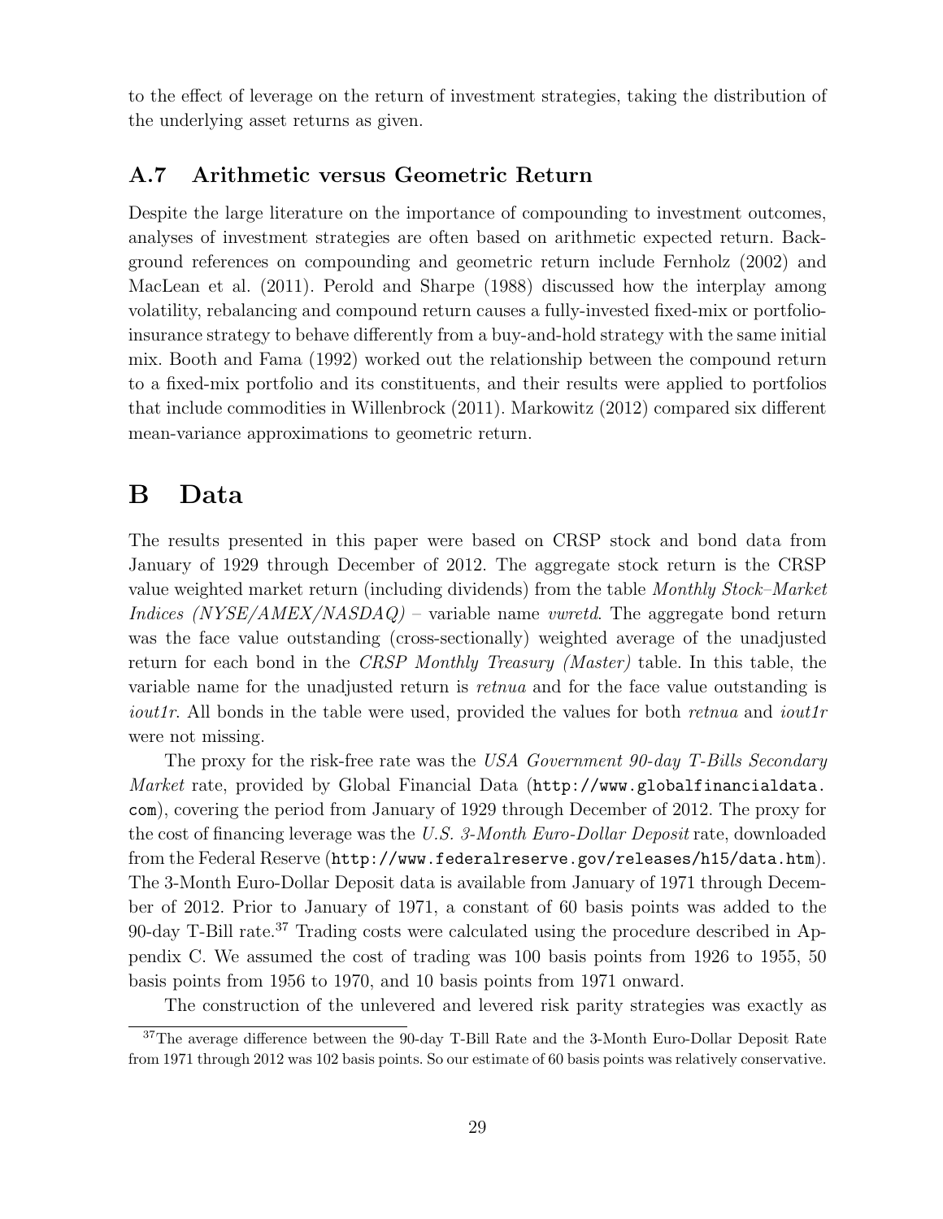to the effect of leverage on the return of investment strategies, taking the distribution of the underlying asset returns as given.

### A.7 Arithmetic versus Geometric Return

Despite the large literature on the importance of compounding to investment outcomes, analyses of investment strategies are often based on arithmetic expected return. Background references on compounding and geometric return include Fernholz (2002) and MacLean et al. (2011). Perold and Sharpe (1988) discussed how the interplay among volatility, rebalancing and compound return causes a fully-invested fixed-mix or portfolio-insurance strategy to behave differently from a buy-and-hold strategy with the same initial mix. Booth and Fama (1992) worked out the relationship between the compound return to a fixed-mix portfolio and its constituents, and their results were applied to portfolios that include commodities in Willenbrock (2011). Markowitz (2012) compared six different mean-variance approximations to geometric return.

## B Data

The results presented in this paper were based on CRSP stock and bond data from January of 1929 through December of 2012. The aggregate stock return is the CRSP value weighted market return (including dividends) from the table *Monthly Stock–Market Indices (NYSE/AMEX/NASDAQ)* – variable name *vwretd*. The aggregate bond return was the face value outstanding (cross-sectionally) weighted average of the unadjusted return for each bond in the *CRSP Monthly Treasury (Master)* table. In this table, the variable name for the unadjusted return is *retnua* and for the face value outstanding is *iout1r*. All bonds in the table were used, provided the values for both *retnua* and *iout1r* were not missing.

The proxy for the risk-free rate was the *USA Government 90-day T-Bills Secondary Market* rate, provided by Global Financial Data (`http://www.globalfinancialdata.com`), covering the period from January of 1929 through December of 2012. The proxy for the cost of financing leverage was the *U.S. 3-Month Euro-Dollar Deposit* rate, downloaded from the Federal Reserve (`http://www.federalreserve.gov/releases/h15/data.htm`). The 3-Month Euro-Dollar Deposit data is available from January of 1971 through December of 2012. Prior to January of 1971, a constant of 60 basis points was added to the 90-day T-Bill rate.[37] Trading costs were calculated using the procedure described in Appendix C. We assumed the cost of trading was 100 basis points from 1926 to 1955, 50 basis points from 1956 to 1970, and 10 basis points from 1971 onward.

The construction of the unlevered and levered risk parity strategies was exactly as

[37]The average difference between the 90-day T-Bill Rate and the 3-Month Euro-Dollar Deposit Rate from 1971 through 2012 was 102 basis points. So our estimate of 60 basis points was relatively conservative.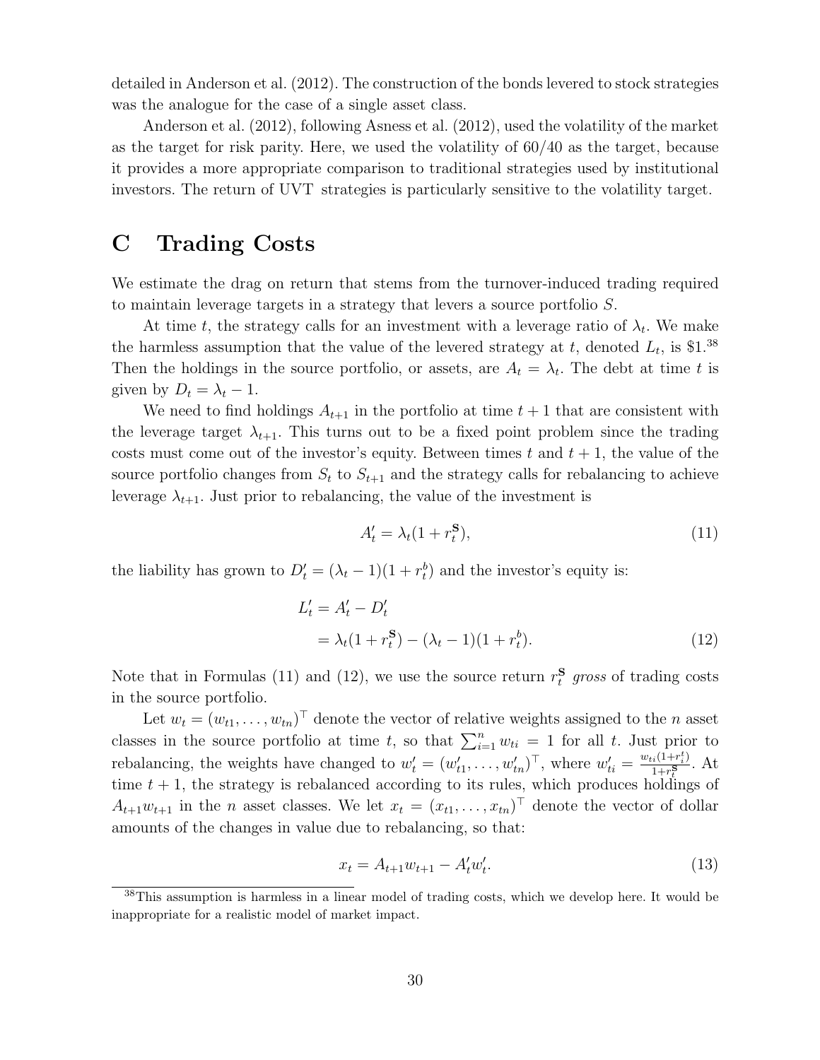detailed in Anderson et al. (2012). The construction of the bonds levered to stock strategies was the analogue for the case of a single asset class.

Anderson et al. (2012), following Asness et al. (2012), used the volatility of the market as the target for risk parity. Here, we used the volatility of 60/40 as the target, because it provides a more appropriate comparison to traditional strategies used by institutional investors. The return of UVT strategies is particularly sensitive to the volatility target.

# C Trading Costs

We estimate the drag on return that stems from the turnover-induced trading required to maintain leverage targets in a strategy that levers a source portfolio $S$.

At time $t$, the strategy calls for an investment with a leverage ratio of $\lambda_t$. We make the harmless assumption that the value of the levered strategy at $t$, denoted $L_t$, is \$1.[38] Then the holdings in the source portfolio, or assets, are $A_t = \lambda_t$. The debt at time $t$ is given by $D_t = \lambda_t - 1$.

We need to find holdings $A_{t+1}$ in the portfolio at time $t+1$ that are consistent with the leverage target $\lambda_{t+1}$. This turns out to be a fixed point problem since the trading costs must come out of the investor's equity. Between times $t$ and $t+1$, the value of the source portfolio changes from $S_t$ to $S_{t+1}$ and the strategy calls for rebalancing to achieve leverage $\lambda_{t+1}$. Just prior to rebalancing, the value of the investment is

$$A'_t = \lambda_t(1 + r_t^{\mathbf{S}}), \tag{11}$$

the liability has grown to $D'_t = (\lambda_t - 1)(1 + r_t^b)$ and the investor's equity is:

$$\begin{aligned} L'_t &= A'_t - D'_t \\ &= \lambda_t(1 + r_t^{\mathbf{S}}) - (\lambda_t - 1)(1 + r_t^b). \end{aligned} \tag{12}$$

Note that in Formulas (11) and (12), we use the source return $r_t^{\mathbf{S}}$ *gross* of trading costs in the source portfolio.

Let $w_t = (w_{t1}, \ldots, w_{tn})^\top$ denote the vector of relative weights assigned to the $n$ asset classes in the source portfolio at time $t$, so that $\sum_{i=1}^{n} w_{ti} = 1$ for all $t$. Just prior to rebalancing, the weights have changed to $w'_t = (w'_{t1}, \ldots, w'_{tn})^\top$, where $w'_{ti} = \frac{w_{ti}(1+r_i^t)}{1+r_t^{\mathbf{S}}}$. At time $t+1$, the strategy is rebalanced according to its rules, which produces holdings of $A_{t+1}w_{t+1}$ in the $n$ asset classes. We let $x_t = (x_{t1}, \ldots, x_{tn})^\top$ denote the vector of dollar amounts of the changes in value due to rebalancing, so that:

$$x_t = A_{t+1}w_{t+1} - A'_t w'_t. \tag{13}$$

[38] This assumption is harmless in a linear model of trading costs, which we develop here. It would be inappropriate for a realistic model of market impact.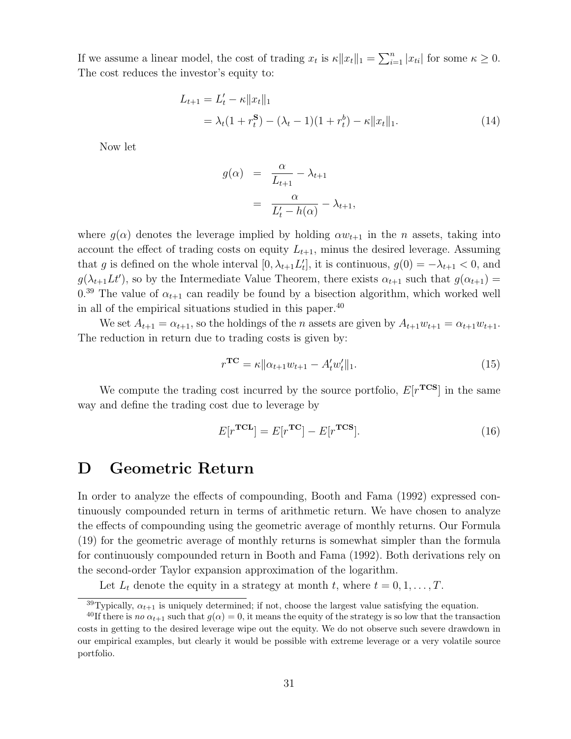If we assume a linear model, the cost of trading $x_t$ is $\kappa\|x_t\|_1 = \sum_{i=1}^{n} |x_{ti}|$ for some $\kappa \geq 0$. The cost reduces the investor's equity to:

$$
\begin{aligned}
L_{t+1} &= L'_t - \kappa\|x_t\|_1 \\
&= \lambda_t(1 + r_t^{\mathbf{S}}) - (\lambda_t - 1)(1 + r_t^b) - \kappa\|x_t\|_1. \qquad (14)
\end{aligned}
$$

Now let

$$
\begin{aligned}
g(\alpha) &= \frac{\alpha}{L_{t+1}} - \lambda_{t+1} \\
&= \frac{\alpha}{L'_t - h(\alpha)} - \lambda_{t+1},
\end{aligned}
$$

where $g(\alpha)$ denotes the leverage implied by holding $\alpha w_{t+1}$ in the $n$ assets, taking into account the effect of trading costs on equity $L_{t+1}$, minus the desired leverage. Assuming that $g$ is defined on the whole interval $[0, \lambda_{t+1}L'_t]$, it is continuous, $g(0) = -\lambda_{t+1} < 0$, and $g(\lambda_{t+1}Lt')$, so by the Intermediate Value Theorem, there exists $\alpha_{t+1}$ such that $g(\alpha_{t+1}) = 0$.[39] The value of $\alpha_{t+1}$ can readily be found by a bisection algorithm, which worked well in all of the empirical situations studied in this paper.[40]

We set $A_{t+1} = \alpha_{t+1}$, so the holdings of the $n$ assets are given by $A_{t+1}w_{t+1} = \alpha_{t+1}w_{t+1}$. The reduction in return due to trading costs is given by:

$$
r^{\mathbf{TC}} = \kappa\|\alpha_{t+1}w_{t+1} - A'_t w'_t\|_1. \qquad (15)
$$

We compute the trading cost incurred by the source portfolio, $E[r^{\mathbf{TCS}}]$ in the same way and define the trading cost due to leverage by

$$
E[r^{\mathbf{TCL}}] = E[r^{\mathbf{TC}}] - E[r^{\mathbf{TCS}}]. \qquad (16)
$$

# D Geometric Return

In order to analyze the effects of compounding, Booth and Fama (1992) expressed continuously compounded return in terms of arithmetic return. We have chosen to analyze the effects of compounding using the geometric average of monthly returns. Our Formula (19) for the geometric average of monthly returns is somewhat simpler than the formula for continuously compounded return in Booth and Fama (1992). Both derivations rely on the second-order Taylor expansion approximation of the logarithm.

Let $L_t$ denote the equity in a strategy at month $t$, where $t = 0, 1, \ldots, T$.

---

[39] Typically, $\alpha_{t+1}$ is uniquely determined; if not, choose the largest value satisfying the equation.

[40] If there is *no* $\alpha_{t+1}$ such that $g(\alpha) = 0$, it means the equity of the strategy is so low that the transaction costs in getting to the desired leverage wipe out the equity. We do not observe such severe drawdown in our empirical examples, but clearly it would be possible with extreme leverage or a very volatile source portfolio.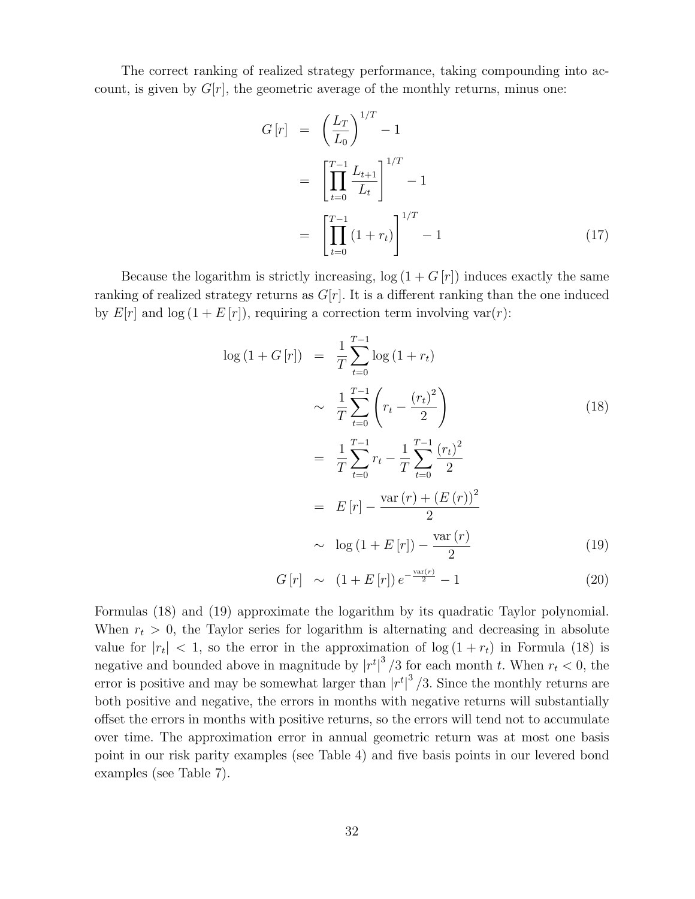The correct ranking of realized strategy performance, taking compounding into account, is given by $G[r]$, the geometric average of the monthly returns, minus one:

$$
\begin{aligned}
G[r] &= \left(\frac{L_T}{L_0}\right)^{1/T} - 1 \\
&= \left[\prod_{t=0}^{T-1} \frac{L_{t+1}}{L_t}\right]^{1/T} - 1 \\
&= \left[\prod_{t=0}^{T-1} (1+r_t)\right]^{1/T} - 1 \qquad (17)
\end{aligned}
$$

Because the logarithm is strictly increasing, $\log(1+G[r])$ induces exactly the same ranking of realized strategy returns as $G[r]$. It is a different ranking than the one induced by $E[r]$ and $\log(1+E[r])$, requiring a correction term involving $\text{var}(r)$:

$$
\begin{aligned}
\log(1+G[r]) &= \frac{1}{T}\sum_{t=0}^{T-1} \log(1+r_t) \\
&\sim \frac{1}{T}\sum_{t=0}^{T-1} \left(r_t - \frac{(r_t)^2}{2}\right) \qquad (18) \\
&= \frac{1}{T}\sum_{t=0}^{T-1} r_t - \frac{1}{T}\sum_{t=0}^{T-1} \frac{(r_t)^2}{2} \\
&= E[r] - \frac{\text{var}(r) + (E(r))^2}{2} \\
&\sim \log(1+E[r]) - \frac{\text{var}(r)}{2} \qquad (19) \\
G[r] &\sim (1+E[r])\, e^{-\frac{\text{var}(r)}{2}} - 1 \qquad (20)
\end{aligned}
$$

Formulas (18) and (19) approximate the logarithm by its quadratic Taylor polynomial. When $r_t > 0$, the Taylor series for logarithm is alternating and decreasing in absolute value for $|r_t| < 1$, so the error in the approximation of $\log(1+r_t)$ in Formula (18) is negative and bounded above in magnitude by $|r^t|^3/3$ for each month $t$. When $r_t < 0$, the error is positive and may be somewhat larger than $|r^t|^3/3$. Since the monthly returns are both positive and negative, the errors in months with negative returns will substantially offset the errors in months with positive returns, so the errors will tend not to accumulate over time. The approximation error in annual geometric return was at most one basis point in our risk parity examples (see Table 4) and five basis points in our levered bond examples (see Table 7).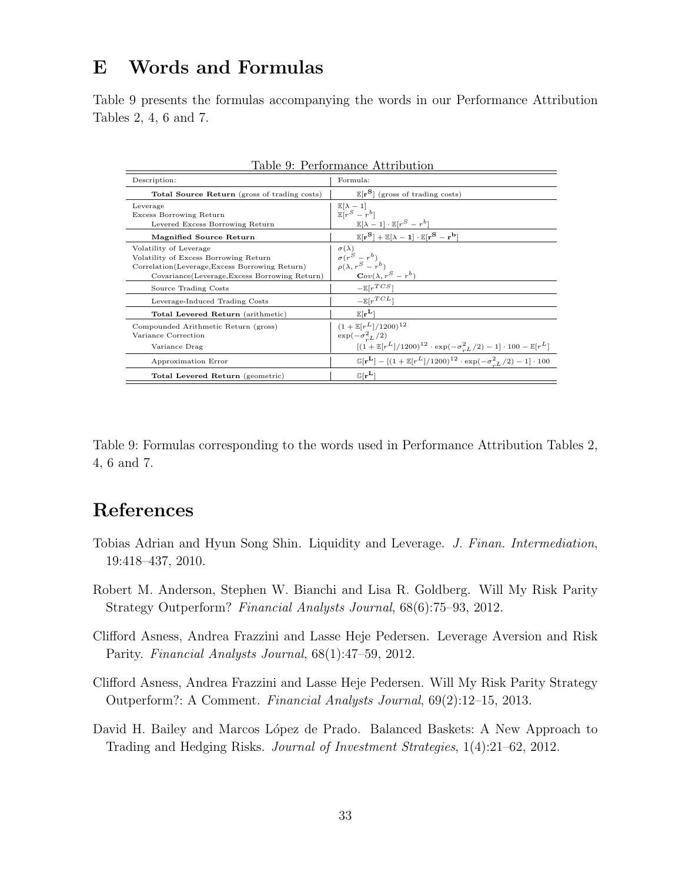# E Words and Formulas

Table 9 presents the formulas accompanying the words in our Performance Attribution Tables 2, 4, 6 and 7.

Table 9: Performance Attribution

| Description: | Formula: |
|---|---|
| **Total Source Return** (gross of trading costs) | $\mathbb{E}[\mathbf{r^S}]$ (gross of trading costs) |
| Leverage | $\mathbb{E}[\lambda - 1]$ |
| Excess Borrowing Return | $\mathbb{E}[r^S - r^b]$ |
| Levered Excess Borrowing Return | $\mathbb{E}[\lambda - 1] \cdot \mathbb{E}[r^S - r^b]$ |
| **Magnified Source Return** | $\mathbb{E}[\mathbf{r^S}] + \mathbb{E}[\boldsymbol{\lambda} - \mathbf{1}] \cdot \mathbb{E}[\mathbf{r^S} - \mathbf{r^b}]$ |
| Volatility of Leverage | $\sigma(\lambda)$ |
| Volatility of Excess Borrowing Return | $\sigma(r^S - r^b)$ |
| Correlation(Leverage,Excess Borrowing Return) | $\rho(\lambda, r^S - r^b)$ |
| Covariance(Leverage,Excess Borrowing Return) | $\mathbf{C}ov(\lambda, r^S - r^b)$ |
| Source Trading Costs | $-\mathbb{E}[r^{TCS}]$ |
| Leverage-Induced Trading Costs | $-\mathbb{E}[r^{TCL}]$ |
| **Total Levered Return** (arithmetic) | $\mathbb{E}[\mathbf{r^L}]$ |
| Compounded Arithmetic Return (gross) | $(1 + \mathbb{E}[r^L]/1200)^{12}$ |
| Variance Correction | $\exp(-\sigma^2_{r^L}/2)$ |
| Variance Drag | $[(1 + \mathbb{E}[r^L]/1200)^{12} \cdot \exp(-\sigma^2_{r^L}/2) - 1] \cdot 100 - \mathbb{E}[r^L]$ |
| Approximation Error | $\mathbb{G}[\mathbf{r^L}] - [(1 + \mathbb{E}[r^L]/1200)^{12} \cdot \exp(-\sigma^2_{r^L}/2) - 1] \cdot 100$ |
| **Total Levered Return** (geometric) | $\mathbb{G}[\mathbf{r^L}]$ |

Table 9: Formulas corresponding to the words used in Performance Attribution Tables 2, 4, 6 and 7.

# References

Tobias Adrian and Hyun Song Shin. Liquidity and Leverage. *J. Finan. Intermediation*, 19:418–437, 2010.

Robert M. Anderson, Stephen W. Bianchi and Lisa R. Goldberg. Will My Risk Parity Strategy Outperform? *Financial Analysts Journal*, 68(6):75–93, 2012.

Clifford Asness, Andrea Frazzini and Lasse Heje Pedersen. Leverage Aversion and Risk Parity. *Financial Analysts Journal*, 68(1):47–59, 2012.

Clifford Asness, Andrea Frazzini and Lasse Heje Pedersen. Will My Risk Parity Strategy Outperform?: A Comment. *Financial Analysts Journal*, 69(2):12–15, 2013.

David H. Bailey and Marcos López de Prado. Balanced Baskets: A New Approach to Trading and Hedging Risks. *Journal of Investment Strategies*, 1(4):21–62, 2012.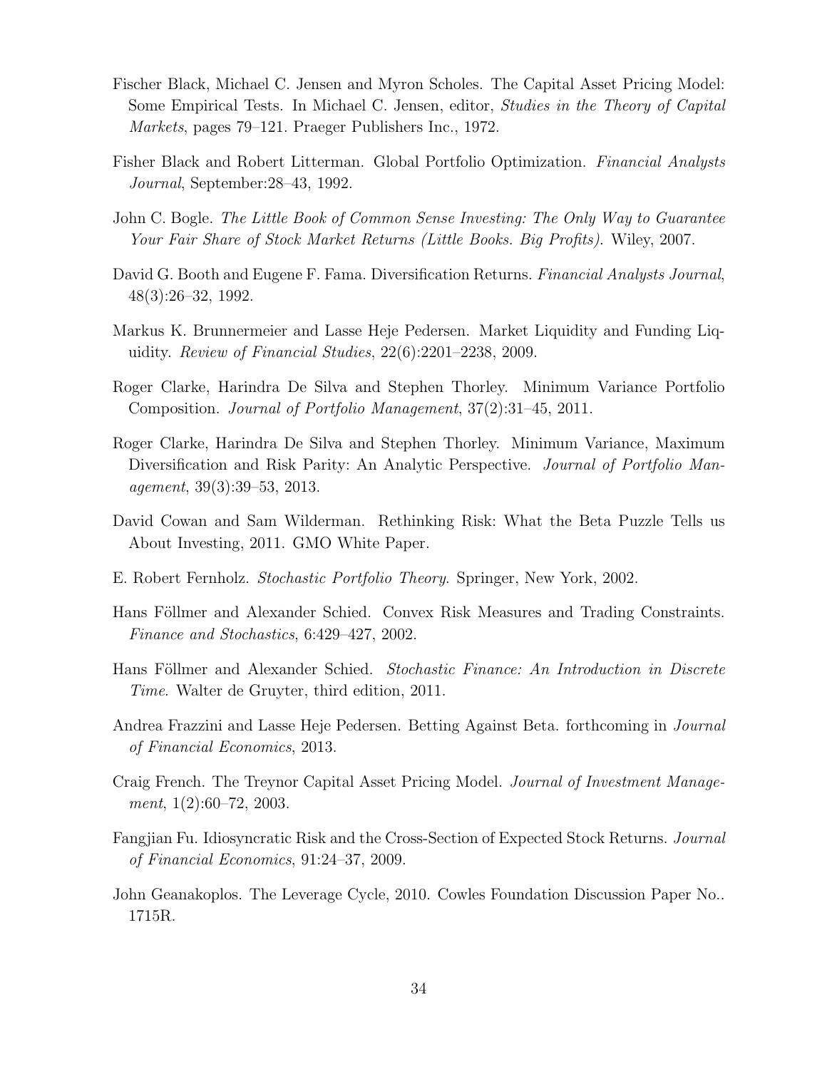Fischer Black, Michael C. Jensen and Myron Scholes. The Capital Asset Pricing Model: Some Empirical Tests. In Michael C. Jensen, editor, *Studies in the Theory of Capital Markets*, pages 79–121. Praeger Publishers Inc., 1972.

Fisher Black and Robert Litterman. Global Portfolio Optimization. *Financial Analysts Journal*, September:28–43, 1992.

John C. Bogle. *The Little Book of Common Sense Investing: The Only Way to Guarantee Your Fair Share of Stock Market Returns (Little Books. Big Profits)*. Wiley, 2007.

David G. Booth and Eugene F. Fama. Diversification Returns. *Financial Analysts Journal*, 48(3):26–32, 1992.

Markus K. Brunnermeier and Lasse Heje Pedersen. Market Liquidity and Funding Liquidity. *Review of Financial Studies*, 22(6):2201–2238, 2009.

Roger Clarke, Harindra De Silva and Stephen Thorley. Minimum Variance Portfolio Composition. *Journal of Portfolio Management*, 37(2):31–45, 2011.

Roger Clarke, Harindra De Silva and Stephen Thorley. Minimum Variance, Maximum Diversification and Risk Parity: An Analytic Perspective. *Journal of Portfolio Management*, 39(3):39–53, 2013.

David Cowan and Sam Wilderman. Rethinking Risk: What the Beta Puzzle Tells us About Investing, 2011. GMO White Paper.

E. Robert Fernholz. *Stochastic Portfolio Theory*. Springer, New York, 2002.

Hans Föllmer and Alexander Schied. Convex Risk Measures and Trading Constraints. *Finance and Stochastics*, 6:429–427, 2002.

Hans Föllmer and Alexander Schied. *Stochastic Finance: An Introduction in Discrete Time*. Walter de Gruyter, third edition, 2011.

Andrea Frazzini and Lasse Heje Pedersen. Betting Against Beta. forthcoming in *Journal of Financial Economics*, 2013.

Craig French. The Treynor Capital Asset Pricing Model. *Journal of Investment Management*, 1(2):60–72, 2003.

Fangjian Fu. Idiosyncratic Risk and the Cross-Section of Expected Stock Returns. *Journal of Financial Economics*, 91:24–37, 2009.

John Geanakoplos. The Leverage Cycle, 2010. Cowles Foundation Discussion Paper No.. 1715R.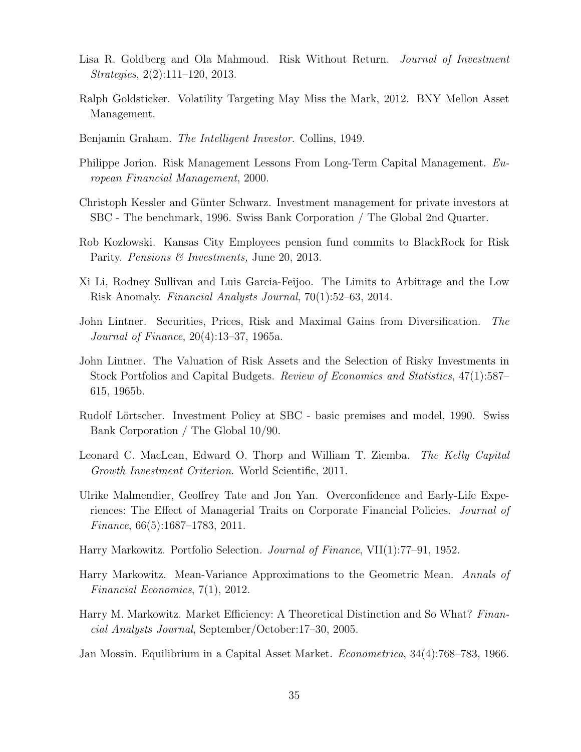Lisa R. Goldberg and Ola Mahmoud. Risk Without Return. *Journal of Investment Strategies*, 2(2):111–120, 2013.

Ralph Goldsticker. Volatility Targeting May Miss the Mark, 2012. BNY Mellon Asset Management.

Benjamin Graham. *The Intelligent Investor*. Collins, 1949.

Philippe Jorion. Risk Management Lessons From Long-Term Capital Management. *European Financial Management*, 2000.

Christoph Kessler and Günter Schwarz. Investment management for private investors at SBC - The benchmark, 1996. Swiss Bank Corporation / The Global 2nd Quarter.

Rob Kozlowski. Kansas City Employees pension fund commits to BlackRock for Risk Parity. *Pensions & Investments,* June 20, 2013.

Xi Li, Rodney Sullivan and Luis Garcia-Feijoo. The Limits to Arbitrage and the Low Risk Anomaly. *Financial Analysts Journal*, 70(1):52–63, 2014.

John Lintner. Securities, Prices, Risk and Maximal Gains from Diversification. *The Journal of Finance*, 20(4):13–37, 1965a.

John Lintner. The Valuation of Risk Assets and the Selection of Risky Investments in Stock Portfolios and Capital Budgets. *Review of Economics and Statistics*, 47(1):587–615, 1965b.

Rudolf Lörtscher. Investment Policy at SBC - basic premises and model, 1990. Swiss Bank Corporation / The Global 10/90.

Leonard C. MacLean, Edward O. Thorp and William T. Ziemba. *The Kelly Capital Growth Investment Criterion*. World Scientific, 2011.

Ulrike Malmendier, Geoffrey Tate and Jon Yan. Overconfidence and Early-Life Experiences: The Effect of Managerial Traits on Corporate Financial Policies. *Journal of Finance*, 66(5):1687–1783, 2011.

Harry Markowitz. Portfolio Selection. *Journal of Finance*, VII(1):77–91, 1952.

Harry Markowitz. Mean-Variance Approximations to the Geometric Mean. *Annals of Financial Economics*, 7(1), 2012.

Harry M. Markowitz. Market Efficiency: A Theoretical Distinction and So What? *Financial Analysts Journal*, September/October:17–30, 2005.

Jan Mossin. Equilibrium in a Capital Asset Market. *Econometrica*, 34(4):768–783, 1966.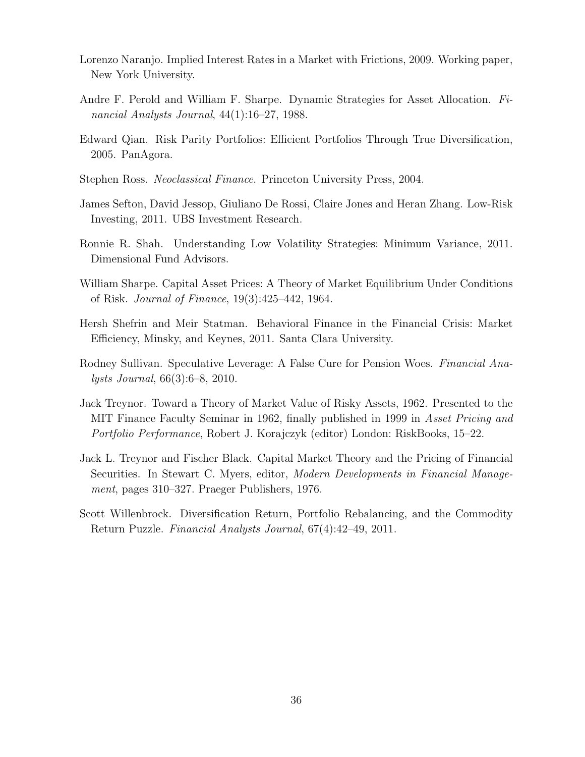Lorenzo Naranjo. Implied Interest Rates in a Market with Frictions, 2009. Working paper, New York University.

Andre F. Perold and William F. Sharpe. Dynamic Strategies for Asset Allocation. *Financial Analysts Journal*, 44(1):16–27, 1988.

Edward Qian. Risk Parity Portfolios: Efficient Portfolios Through True Diversification, 2005. PanAgora.

Stephen Ross. *Neoclassical Finance*. Princeton University Press, 2004.

James Sefton, David Jessop, Giuliano De Rossi, Claire Jones and Heran Zhang. Low-Risk Investing, 2011. UBS Investment Research.

Ronnie R. Shah. Understanding Low Volatility Strategies: Minimum Variance, 2011. Dimensional Fund Advisors.

William Sharpe. Capital Asset Prices: A Theory of Market Equilibrium Under Conditions of Risk. *Journal of Finance*, 19(3):425–442, 1964.

Hersh Shefrin and Meir Statman. Behavioral Finance in the Financial Crisis: Market Efficiency, Minsky, and Keynes, 2011. Santa Clara University.

Rodney Sullivan. Speculative Leverage: A False Cure for Pension Woes. *Financial Analysts Journal*, 66(3):6–8, 2010.

Jack Treynor. Toward a Theory of Market Value of Risky Assets, 1962. Presented to the MIT Finance Faculty Seminar in 1962, finally published in 1999 in *Asset Pricing and Portfolio Performance*, Robert J. Korajczyk (editor) London: RiskBooks, 15–22.

Jack L. Treynor and Fischer Black. Capital Market Theory and the Pricing of Financial Securities. In Stewart C. Myers, editor, *Modern Developments in Financial Management*, pages 310–327. Praeger Publishers, 1976.

Scott Willenbrock. Diversification Return, Portfolio Rebalancing, and the Commodity Return Puzzle. *Financial Analysts Journal*, 67(4):42–49, 2011.